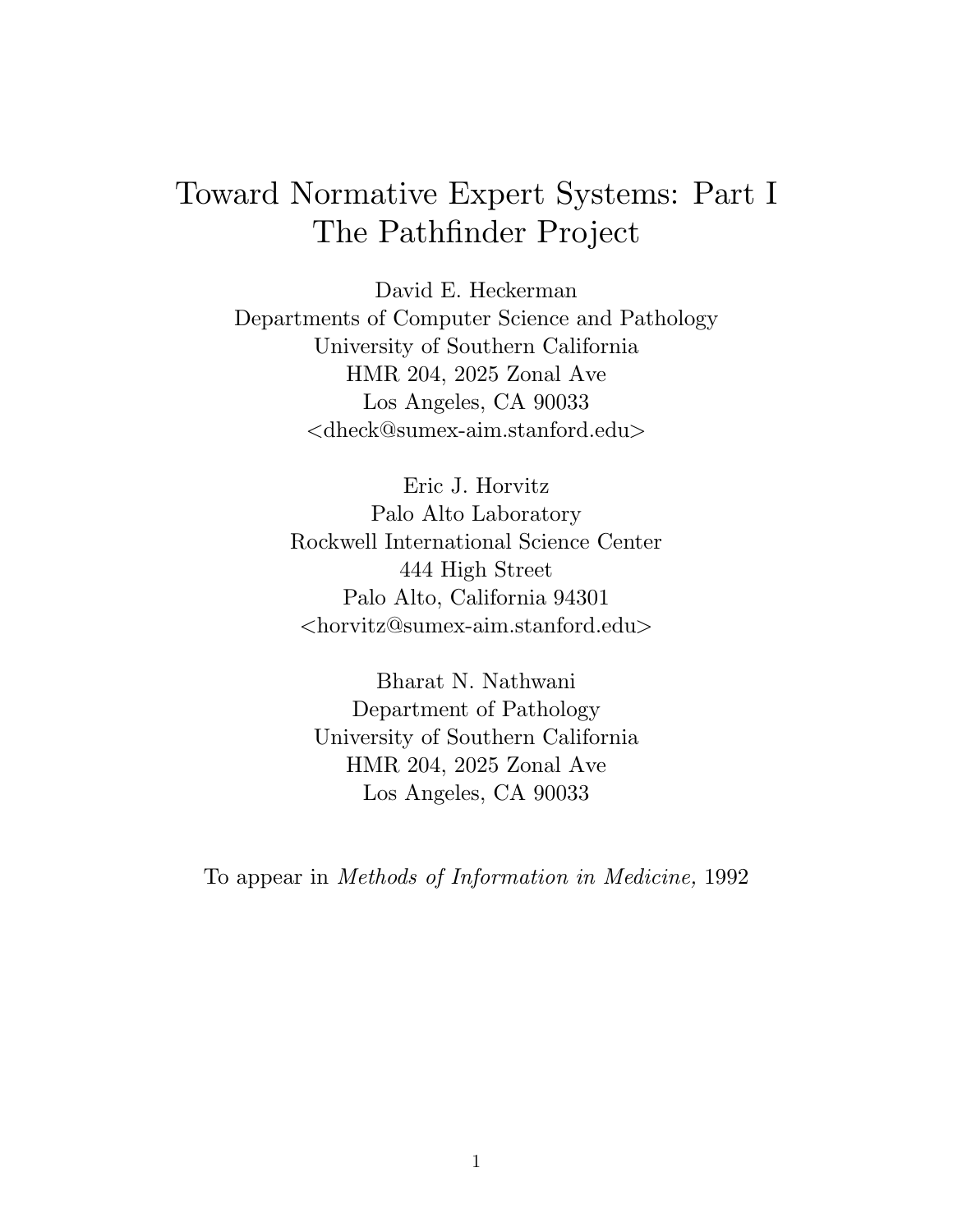# Toward Normative Expert Systems: Part I The Pathfinder Project

David E. Heckerman
Departments of Computer Science and Pathology
University of Southern California
HMR 204, 2025 Zonal Ave
Los Angeles, CA 90033
<dheck@sumex-aim.stanford.edu>

Eric J. Horvitz
Palo Alto Laboratory
Rockwell International Science Center
444 High Street
Palo Alto, California 94301
<horvitz@sumex-aim.stanford.edu>

Bharat N. Nathwani
Department of Pathology
University of Southern California
HMR 204, 2025 Zonal Ave
Los Angeles, CA 90033

To appear in *Methods of Information in Medicine,* 1992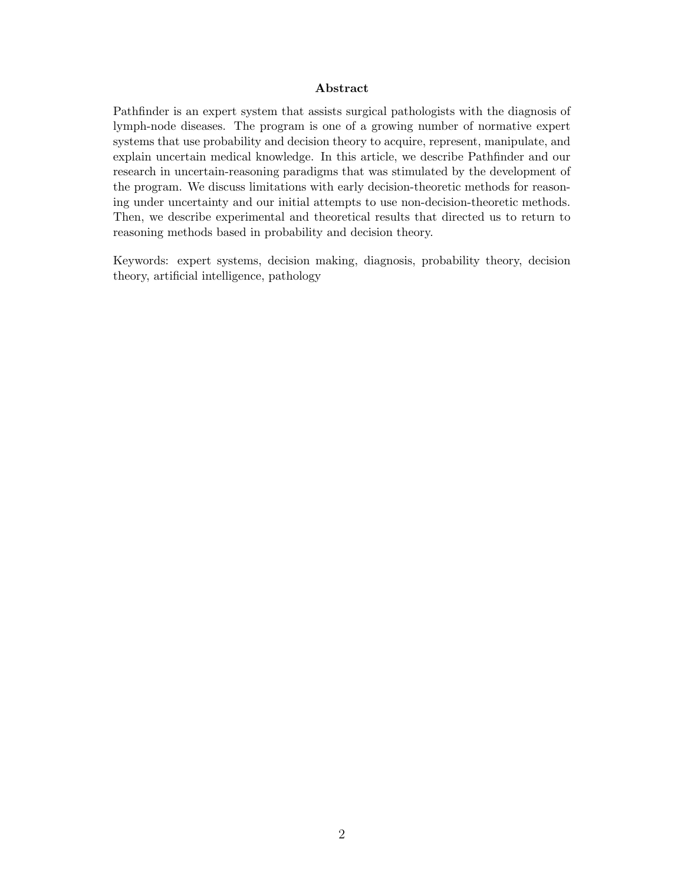## Abstract

Pathfinder is an expert system that assists surgical pathologists with the diagnosis of lymph-node diseases. The program is one of a growing number of normative expert systems that use probability and decision theory to acquire, represent, manipulate, and explain uncertain medical knowledge. In this article, we describe Pathfinder and our research in uncertain-reasoning paradigms that was stimulated by the development of the program. We discuss limitations with early decision-theoretic methods for reasoning under uncertainty and our initial attempts to use non-decision-theoretic methods. Then, we describe experimental and theoretical results that directed us to return to reasoning methods based in probability and decision theory.

Keywords: expert systems, decision making, diagnosis, probability theory, decision theory, artificial intelligence, pathology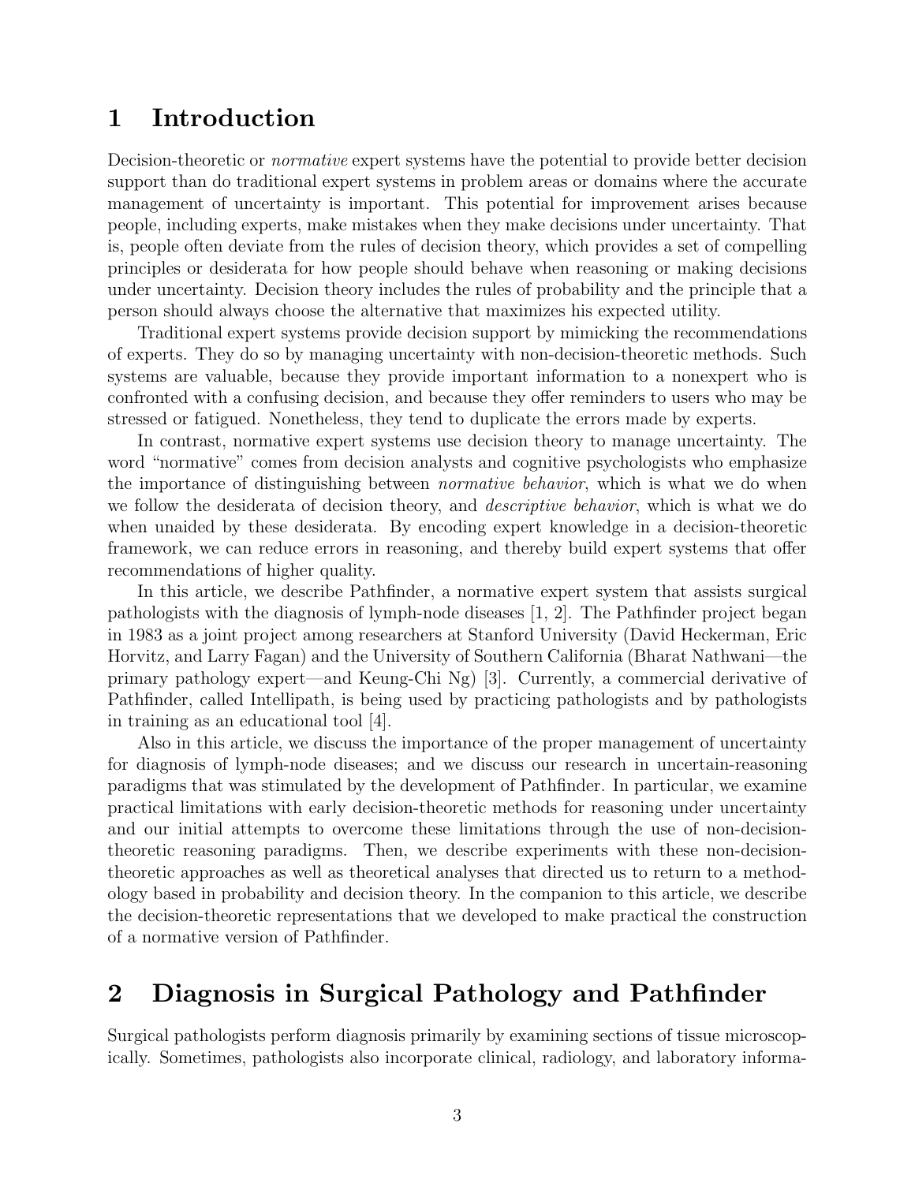## 1 Introduction

Decision-theoretic or *normative* expert systems have the potential to provide better decision support than do traditional expert systems in problem areas or domains where the accurate management of uncertainty is important. This potential for improvement arises because people, including experts, make mistakes when they make decisions under uncertainty. That is, people often deviate from the rules of decision theory, which provides a set of compelling principles or desiderata for how people should behave when reasoning or making decisions under uncertainty. Decision theory includes the rules of probability and the principle that a person should always choose the alternative that maximizes his expected utility.

Traditional expert systems provide decision support by mimicking the recommendations of experts. They do so by managing uncertainty with non-decision-theoretic methods. Such systems are valuable, because they provide important information to a nonexpert who is confronted with a confusing decision, and because they offer reminders to users who may be stressed or fatigued. Nonetheless, they tend to duplicate the errors made by experts.

In contrast, normative expert systems use decision theory to manage uncertainty. The word "normative" comes from decision analysts and cognitive psychologists who emphasize the importance of distinguishing between *normative behavior*, which is what we do when we follow the desiderata of decision theory, and *descriptive behavior*, which is what we do when unaided by these desiderata. By encoding expert knowledge in a decision-theoretic framework, we can reduce errors in reasoning, and thereby build expert systems that offer recommendations of higher quality.

In this article, we describe Pathfinder, a normative expert system that assists surgical pathologists with the diagnosis of lymph-node diseases [1, 2]. The Pathfinder project began in 1983 as a joint project among researchers at Stanford University (David Heckerman, Eric Horvitz, and Larry Fagan) and the University of Southern California (Bharat Nathwani—the primary pathology expert—and Keung-Chi Ng) [3]. Currently, a commercial derivative of Pathfinder, called Intellipath, is being used by practicing pathologists and by pathologists in training as an educational tool [4].

Also in this article, we discuss the importance of the proper management of uncertainty for diagnosis of lymph-node diseases; and we discuss our research in uncertain-reasoning paradigms that was stimulated by the development of Pathfinder. In particular, we examine practical limitations with early decision-theoretic methods for reasoning under uncertainty and our initial attempts to overcome these limitations through the use of non-decision-theoretic reasoning paradigms. Then, we describe experiments with these non-decision-theoretic approaches as well as theoretical analyses that directed us to return to a methodology based in probability and decision theory. In the companion to this article, we describe the decision-theoretic representations that we developed to make practical the construction of a normative version of Pathfinder.

## 2 Diagnosis in Surgical Pathology and Pathfinder

Surgical pathologists perform diagnosis primarily by examining sections of tissue microscopically. Sometimes, pathologists also incorporate clinical, radiology, and laboratory informa-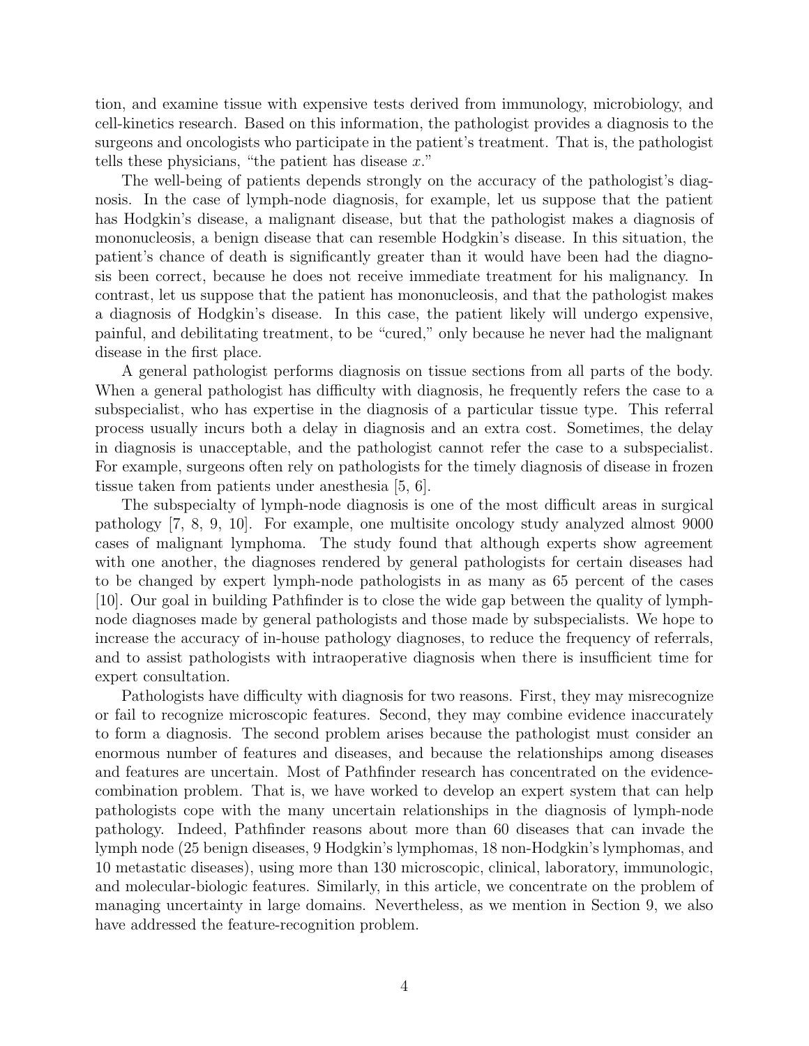tion, and examine tissue with expensive tests derived from immunology, microbiology, and cell-kinetics research. Based on this information, the pathologist provides a diagnosis to the surgeons and oncologists who participate in the patient's treatment. That is, the pathologist tells these physicians, "the patient has disease $x$."

The well-being of patients depends strongly on the accuracy of the pathologist's diagnosis. In the case of lymph-node diagnosis, for example, let us suppose that the patient has Hodgkin's disease, a malignant disease, but that the pathologist makes a diagnosis of mononucleosis, a benign disease that can resemble Hodgkin's disease. In this situation, the patient's chance of death is significantly greater than it would have been had the diagnosis been correct, because he does not receive immediate treatment for his malignancy. In contrast, let us suppose that the patient has mononucleosis, and that the pathologist makes a diagnosis of Hodgkin's disease. In this case, the patient likely will undergo expensive, painful, and debilitating treatment, to be "cured," only because he never had the malignant disease in the first place.

A general pathologist performs diagnosis on tissue sections from all parts of the body. When a general pathologist has difficulty with diagnosis, he frequently refers the case to a subspecialist, who has expertise in the diagnosis of a particular tissue type. This referral process usually incurs both a delay in diagnosis and an extra cost. Sometimes, the delay in diagnosis is unacceptable, and the pathologist cannot refer the case to a subspecialist. For example, surgeons often rely on pathologists for the timely diagnosis of disease in frozen tissue taken from patients under anesthesia [5, 6].

The subspecialty of lymph-node diagnosis is one of the most difficult areas in surgical pathology [7, 8, 9, 10]. For example, one multisite oncology study analyzed almost 9000 cases of malignant lymphoma. The study found that although experts show agreement with one another, the diagnoses rendered by general pathologists for certain diseases had to be changed by expert lymph-node pathologists in as many as 65 percent of the cases [10]. Our goal in building Pathfinder is to close the wide gap between the quality of lymph-node diagnoses made by general pathologists and those made by subspecialists. We hope to increase the accuracy of in-house pathology diagnoses, to reduce the frequency of referrals, and to assist pathologists with intraoperative diagnosis when there is insufficient time for expert consultation.

Pathologists have difficulty with diagnosis for two reasons. First, they may misrecognize or fail to recognize microscopic features. Second, they may combine evidence inaccurately to form a diagnosis. The second problem arises because the pathologist must consider an enormous number of features and diseases, and because the relationships among diseases and features are uncertain. Most of Pathfinder research has concentrated on the evidence-combination problem. That is, we have worked to develop an expert system that can help pathologists cope with the many uncertain relationships in the diagnosis of lymph-node pathology. Indeed, Pathfinder reasons about more than 60 diseases that can invade the lymph node (25 benign diseases, 9 Hodgkin's lymphomas, 18 non-Hodgkin's lymphomas, and 10 metastatic diseases), using more than 130 microscopic, clinical, laboratory, immunologic, and molecular-biologic features. Similarly, in this article, we concentrate on the problem of managing uncertainty in large domains. Nevertheless, as we mention in Section 9, we also have addressed the feature-recognition problem.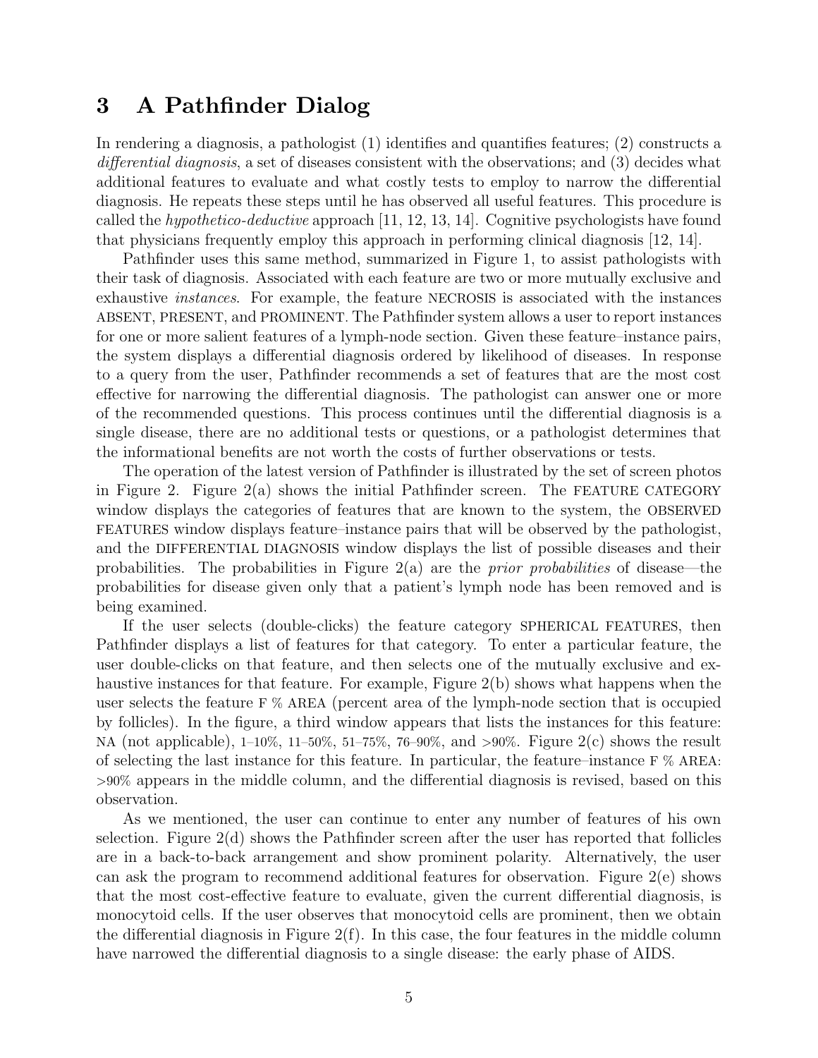## 3 A Pathfinder Dialog

In rendering a diagnosis, a pathologist (1) identifies and quantifies features; (2) constructs a *differential diagnosis*, a set of diseases consistent with the observations; and (3) decides what additional features to evaluate and what costly tests to employ to narrow the differential diagnosis. He repeats these steps until he has observed all useful features. This procedure is called the *hypothetico-deductive* approach [11, 12, 13, 14]. Cognitive psychologists have found that physicians frequently employ this approach in performing clinical diagnosis [12, 14].

Pathfinder uses this same method, summarized in Figure 1, to assist pathologists with their task of diagnosis. Associated with each feature are two or more mutually exclusive and exhaustive *instances*. For example, the feature NECROSIS is associated with the instances ABSENT, PRESENT, and PROMINENT. The Pathfinder system allows a user to report instances for one or more salient features of a lymph-node section. Given these feature–instance pairs, the system displays a differential diagnosis ordered by likelihood of diseases. In response to a query from the user, Pathfinder recommends a set of features that are the most cost effective for narrowing the differential diagnosis. The pathologist can answer one or more of the recommended questions. This process continues until the differential diagnosis is a single disease, there are no additional tests or questions, or a pathologist determines that the informational benefits are not worth the costs of further observations or tests.

The operation of the latest version of Pathfinder is illustrated by the set of screen photos in Figure 2. Figure 2(a) shows the initial Pathfinder screen. The FEATURE CATEGORY window displays the categories of features that are known to the system, the OBSERVED FEATURES window displays feature–instance pairs that will be observed by the pathologist, and the DIFFERENTIAL DIAGNOSIS window displays the list of possible diseases and their probabilities. The probabilities in Figure 2(a) are the *prior probabilities* of disease—the probabilities for disease given only that a patient's lymph node has been removed and is being examined.

If the user selects (double-clicks) the feature category SPHERICAL FEATURES, then Pathfinder displays a list of features for that category. To enter a particular feature, the user double-clicks on that feature, and then selects one of the mutually exclusive and exhaustive instances for that feature. For example, Figure 2(b) shows what happens when the user selects the feature F % AREA (percent area of the lymph-node section that is occupied by follicles). In the figure, a third window appears that lists the instances for this feature: NA (not applicable), 1–10%, 11–50%, 51–75%, 76–90%, and >90%. Figure 2(c) shows the result of selecting the last instance for this feature. In particular, the feature–instance F % AREA: >90% appears in the middle column, and the differential diagnosis is revised, based on this observation.

As we mentioned, the user can continue to enter any number of features of his own selection. Figure 2(d) shows the Pathfinder screen after the user has reported that follicles are in a back-to-back arrangement and show prominent polarity. Alternatively, the user can ask the program to recommend additional features for observation. Figure 2(e) shows that the most cost-effective feature to evaluate, given the current differential diagnosis, is monocytoid cells. If the user observes that monocytoid cells are prominent, then we obtain the differential diagnosis in Figure 2(f). In this case, the four features in the middle column have narrowed the differential diagnosis to a single disease: the early phase of AIDS.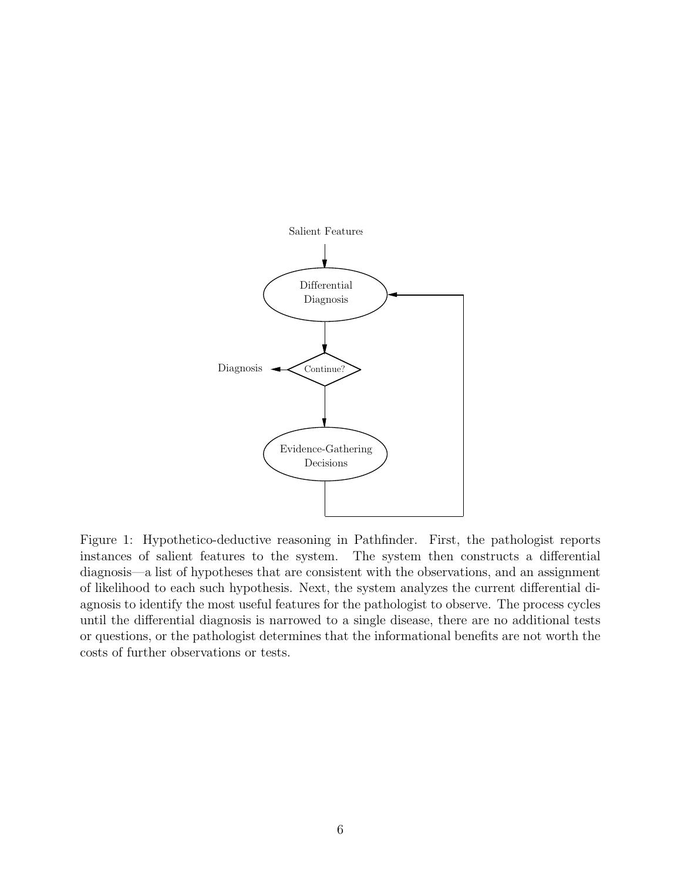Salient Features

Differential Diagnosis

Continue?

Diagnosis

Evidence-Gathering Decisions

Figure 1: Hypothetico-deductive reasoning in Pathfinder. First, the pathologist reports instances of salient features to the system. The system then constructs a differential diagnosis—a list of hypotheses that are consistent with the observations, and an assignment of likelihood to each such hypothesis. Next, the system analyzes the current differential diagnosis to identify the most useful features for the pathologist to observe. The process cycles until the differential diagnosis is narrowed to a single disease, there are no additional tests or questions, or the pathologist determines that the informational benefits are not worth the costs of further observations or tests.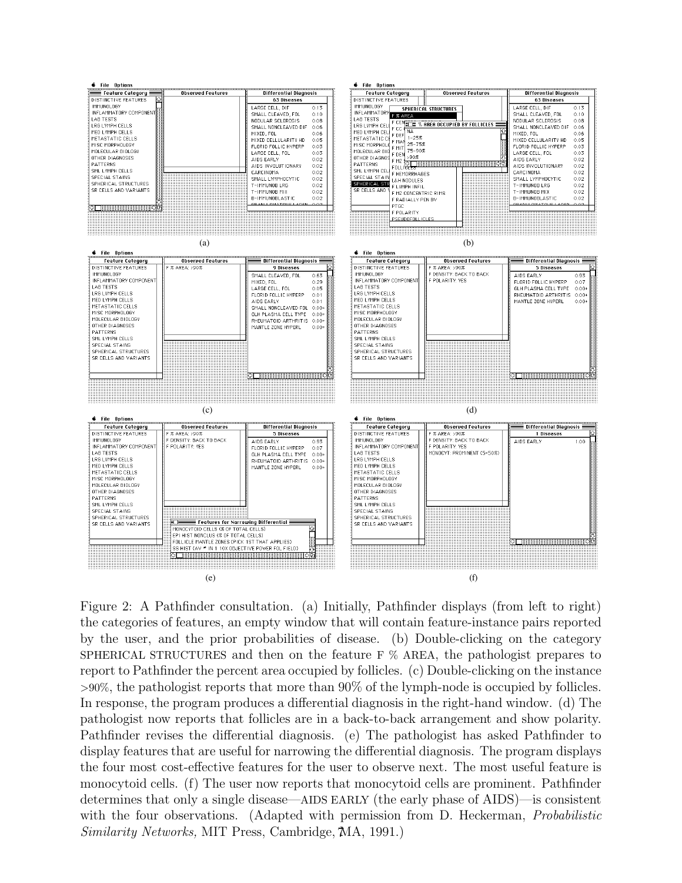Figure 2: A Pathfinder consultation. (a) Initially, Pathfinder displays (from left to right) the categories of features, an empty window that will contain feature-instance pairs reported by the user, and the prior probabilities of disease. (b) Double-clicking on the category SPHERICAL STRUCTURES and then on the feature F % AREA, the pathologist prepares to report to Pathfinder the percent area occupied by follicles. (c) Double-clicking on the instance >90%, the pathologist reports that more than 90% of the lymph-node is occupied by follicles. In response, the program produces a differential diagnosis in the right-hand window. (d) The pathologist now reports that follicles are in a back-to-back arrangement and show polarity. Pathfinder revises the differential diagnosis. (e) The pathologist has asked Pathfinder to display features that are useful for narrowing the differential diagnosis. The program displays the four most cost-effective features for the user to observe next. The most useful feature is monocytoid cells. (f) The user now reports that monocytoid cells are prominent. Pathfinder determines that only a single disease—AIDS EARLY (the early phase of AIDS)—is consistent with the four observations. (Adapted with permission from D. Heckerman, *Probabilistic Similarity Networks,* MIT Press, Cambridge, MA, 1991.)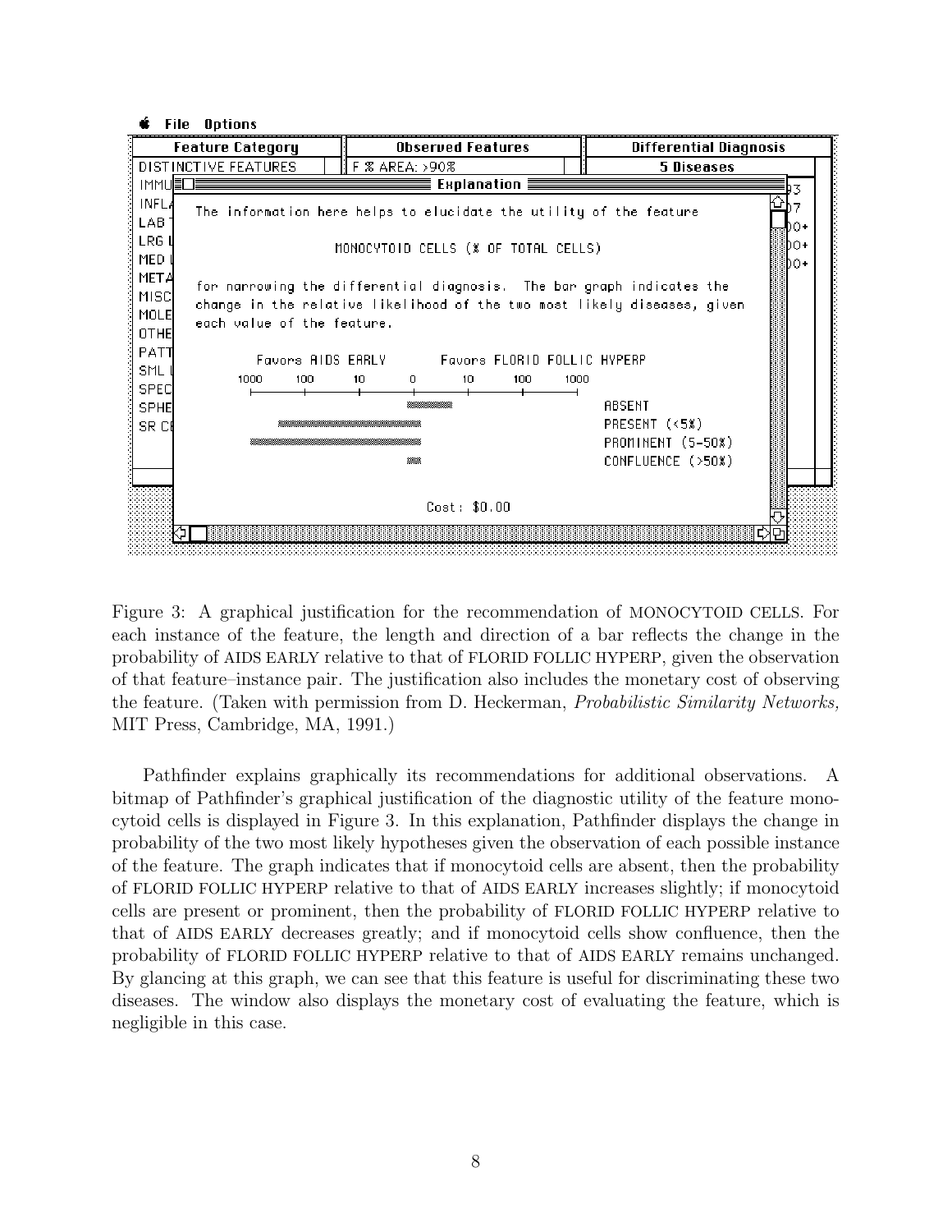Figure 3: A graphical justification for the recommendation of MONOCYTOID CELLS. For each instance of the feature, the length and direction of a bar reflects the change in the probability of AIDS EARLY relative to that of FLORID FOLLIC HYPERP, given the observation of that feature–instance pair. The justification also includes the monetary cost of observing the feature. (Taken with permission from D. Heckerman, *Probabilistic Similarity Networks,* MIT Press, Cambridge, MA, 1991.)

Pathfinder explains graphically its recommendations for additional observations. A bitmap of Pathfinder's graphical justification of the diagnostic utility of the feature monocytoid cells is displayed in Figure 3. In this explanation, Pathfinder displays the change in probability of the two most likely hypotheses given the observation of each possible instance of the feature. The graph indicates that if monocytoid cells are absent, then the probability of FLORID FOLLIC HYPERP relative to that of AIDS EARLY increases slightly; if monocytoid cells are present or prominent, then the probability of FLORID FOLLIC HYPERP relative to that of AIDS EARLY decreases greatly; and if monocytoid cells show confluence, then the probability of FLORID FOLLIC HYPERP relative to that of AIDS EARLY remains unchanged. By glancing at this graph, we can see that this feature is useful for discriminating these two diseases. The window also displays the monetary cost of evaluating the feature, which is negligible in this case.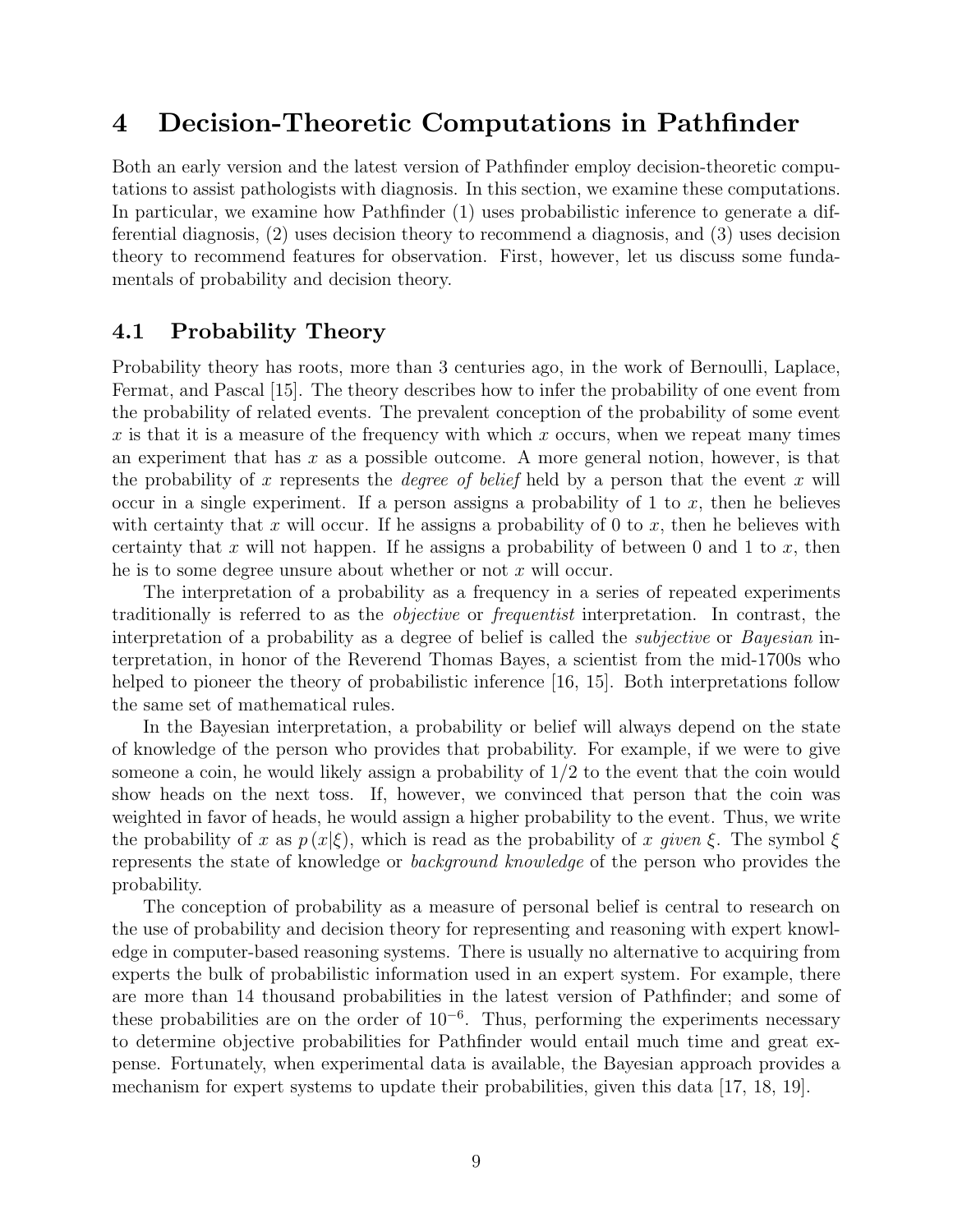# 4 Decision-Theoretic Computations in Pathfinder

Both an early version and the latest version of Pathfinder employ decision-theoretic computations to assist pathologists with diagnosis. In this section, we examine these computations. In particular, we examine how Pathfinder (1) uses probabilistic inference to generate a differential diagnosis, (2) uses decision theory to recommend a diagnosis, and (3) uses decision theory to recommend features for observation. First, however, let us discuss some fundamentals of probability and decision theory.

## 4.1 Probability Theory

Probability theory has roots, more than 3 centuries ago, in the work of Bernoulli, Laplace, Fermat, and Pascal [15]. The theory describes how to infer the probability of one event from the probability of related events. The prevalent conception of the probability of some event $x$ is that it is a measure of the frequency with which $x$ occurs, when we repeat many times an experiment that has $x$ as a possible outcome. A more general notion, however, is that the probability of $x$ represents the *degree of belief* held by a person that the event $x$ will occur in a single experiment. If a person assigns a probability of 1 to $x$, then he believes with certainty that $x$ will occur. If he assigns a probability of 0 to $x$, then he believes with certainty that $x$ will not happen. If he assigns a probability of between 0 and 1 to $x$, then he is to some degree unsure about whether or not $x$ will occur.

The interpretation of a probability as a frequency in a series of repeated experiments traditionally is referred to as the *objective* or *frequentist* interpretation. In contrast, the interpretation of a probability as a degree of belief is called the *subjective* or *Bayesian* interpretation, in honor of the Reverend Thomas Bayes, a scientist from the mid-1700s who helped to pioneer the theory of probabilistic inference [16, 15]. Both interpretations follow the same set of mathematical rules.

In the Bayesian interpretation, a probability or belief will always depend on the state of knowledge of the person who provides that probability. For example, if we were to give someone a coin, he would likely assign a probability of 1/2 to the event that the coin would show heads on the next toss. If, however, we convinced that person that the coin was weighted in favor of heads, he would assign a higher probability to the event. Thus, we write the probability of $x$ as $p(x|\xi)$, which is read as the probability of $x$ *given* $\xi$. The symbol $\xi$ represents the state of knowledge or *background knowledge* of the person who provides the probability.

The conception of probability as a measure of personal belief is central to research on the use of probability and decision theory for representing and reasoning with expert knowledge in computer-based reasoning systems. There is usually no alternative to acquiring from experts the bulk of probabilistic information used in an expert system. For example, there are more than 14 thousand probabilities in the latest version of Pathfinder; and some of these probabilities are on the order of $10^{-6}$. Thus, performing the experiments necessary to determine objective probabilities for Pathfinder would entail much time and great expense. Fortunately, when experimental data is available, the Bayesian approach provides a mechanism for expert systems to update their probabilities, given this data [17, 18, 19].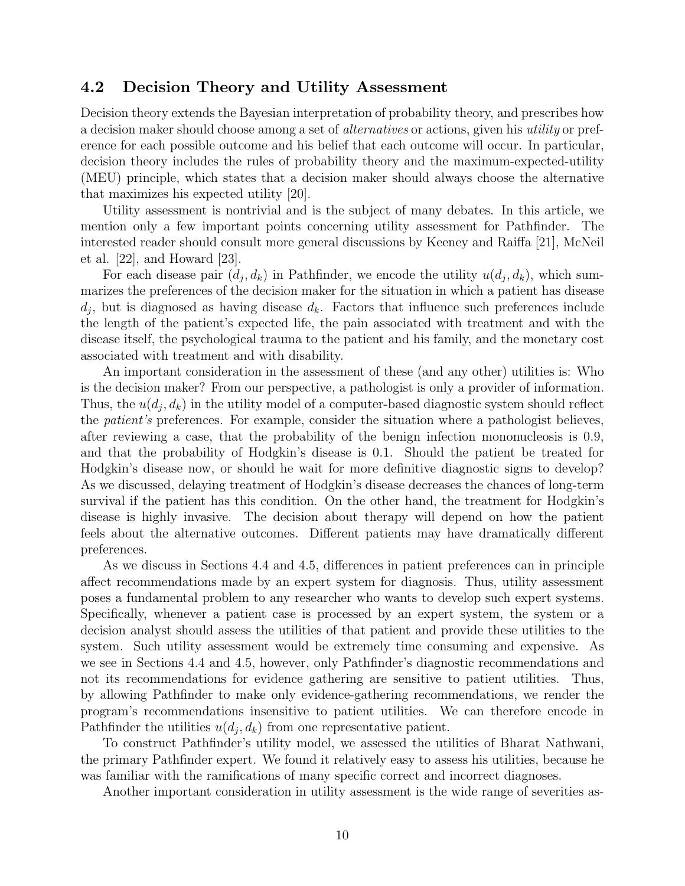## 4.2 Decision Theory and Utility Assessment

Decision theory extends the Bayesian interpretation of probability theory, and prescribes how a decision maker should choose among a set of *alternatives* or actions, given his *utility* or preference for each possible outcome and his belief that each outcome will occur. In particular, decision theory includes the rules of probability theory and the maximum-expected-utility (MEU) principle, which states that a decision maker should always choose the alternative that maximizes his expected utility [20].

Utility assessment is nontrivial and is the subject of many debates. In this article, we mention only a few important points concerning utility assessment for Pathfinder. The interested reader should consult more general discussions by Keeney and Raiffa [21], McNeil et al. [22], and Howard [23].

For each disease pair $(d_j, d_k)$ in Pathfinder, we encode the utility $u(d_j, d_k)$, which summarizes the preferences of the decision maker for the situation in which a patient has disease $d_j$, but is diagnosed as having disease $d_k$. Factors that influence such preferences include the length of the patient's expected life, the pain associated with treatment and with the disease itself, the psychological trauma to the patient and his family, and the monetary cost associated with treatment and with disability.

An important consideration in the assessment of these (and any other) utilities is: Who is the decision maker? From our perspective, a pathologist is only a provider of information. Thus, the $u(d_j, d_k)$ in the utility model of a computer-based diagnostic system should reflect the *patient's* preferences. For example, consider the situation where a pathologist believes, after reviewing a case, that the probability of the benign infection mononucleosis is 0.9, and that the probability of Hodgkin's disease is 0.1. Should the patient be treated for Hodgkin's disease now, or should he wait for more definitive diagnostic signs to develop? As we discussed, delaying treatment of Hodgkin's disease decreases the chances of long-term survival if the patient has this condition. On the other hand, the treatment for Hodgkin's disease is highly invasive. The decision about therapy will depend on how the patient feels about the alternative outcomes. Different patients may have dramatically different preferences.

As we discuss in Sections 4.4 and 4.5, differences in patient preferences can in principle affect recommendations made by an expert system for diagnosis. Thus, utility assessment poses a fundamental problem to any researcher who wants to develop such expert systems. Specifically, whenever a patient case is processed by an expert system, the system or a decision analyst should assess the utilities of that patient and provide these utilities to the system. Such utility assessment would be extremely time consuming and expensive. As we see in Sections 4.4 and 4.5, however, only Pathfinder's diagnostic recommendations and not its recommendations for evidence gathering are sensitive to patient utilities. Thus, by allowing Pathfinder to make only evidence-gathering recommendations, we render the program's recommendations insensitive to patient utilities. We can therefore encode in Pathfinder the utilities $u(d_j, d_k)$ from one representative patient.

To construct Pathfinder's utility model, we assessed the utilities of Bharat Nathwani, the primary Pathfinder expert. We found it relatively easy to assess his utilities, because he was familiar with the ramifications of many specific correct and incorrect diagnoses.

Another important consideration in utility assessment is the wide range of severities as-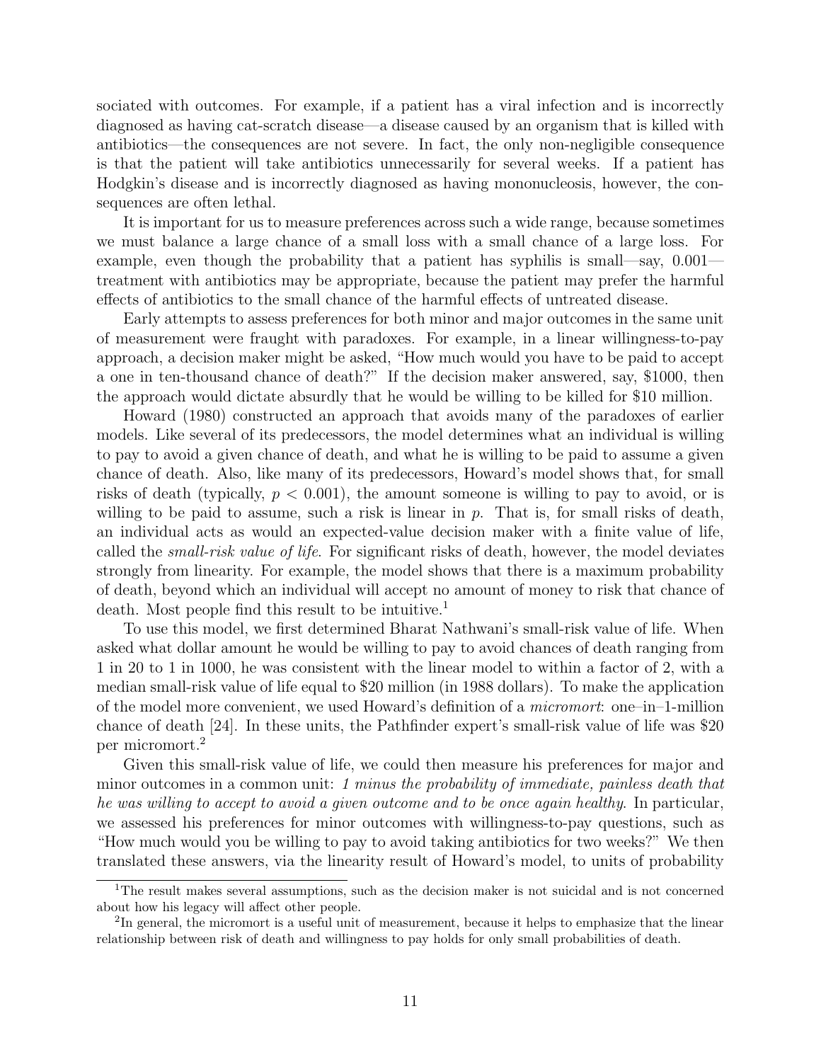sociated with outcomes. For example, if a patient has a viral infection and is incorrectly diagnosed as having cat-scratch disease—a disease caused by an organism that is killed with antibiotics—the consequences are not severe. In fact, the only non-negligible consequence is that the patient will take antibiotics unnecessarily for several weeks. If a patient has Hodgkin's disease and is incorrectly diagnosed as having mononucleosis, however, the consequences are often lethal.

It is important for us to measure preferences across such a wide range, because sometimes we must balance a large chance of a small loss with a small chance of a large loss. For example, even though the probability that a patient has syphilis is small—say, 0.001—treatment with antibiotics may be appropriate, because the patient may prefer the harmful effects of antibiotics to the small chance of the harmful effects of untreated disease.

Early attempts to assess preferences for both minor and major outcomes in the same unit of measurement were fraught with paradoxes. For example, in a linear willingness-to-pay approach, a decision maker might be asked, "How much would you have to be paid to accept a one in ten-thousand chance of death?" If the decision maker answered, say, \$1000, then the approach would dictate absurdly that he would be willing to be killed for \$10 million.

Howard (1980) constructed an approach that avoids many of the paradoxes of earlier models. Like several of its predecessors, the model determines what an individual is willing to pay to avoid a given chance of death, and what he is willing to be paid to assume a given chance of death. Also, like many of its predecessors, Howard's model shows that, for small risks of death (typically, $p < 0.001$), the amount someone is willing to pay to avoid, or is willing to be paid to assume, such a risk is linear in $p$. That is, for small risks of death, an individual acts as would an expected-value decision maker with a finite value of life, called the *small-risk value of life*. For significant risks of death, however, the model deviates strongly from linearity. For example, the model shows that there is a maximum probability of death, beyond which an individual will accept no amount of money to risk that chance of death. Most people find this result to be intuitive.[1]

To use this model, we first determined Bharat Nathwani's small-risk value of life. When asked what dollar amount he would be willing to pay to avoid chances of death ranging from 1 in 20 to 1 in 1000, he was consistent with the linear model to within a factor of 2, with a median small-risk value of life equal to \$20 million (in 1988 dollars). To make the application of the model more convenient, we used Howard's definition of a *micromort*: one–in–1-million chance of death [24]. In these units, the Pathfinder expert's small-risk value of life was \$20 per micromort.[2]

Given this small-risk value of life, we could then measure his preferences for major and minor outcomes in a common unit: *1 minus the probability of immediate, painless death that he was willing to accept to avoid a given outcome and to be once again healthy*. In particular, we assessed his preferences for minor outcomes with willingness-to-pay questions, such as "How much would you be willing to pay to avoid taking antibiotics for two weeks?" We then translated these answers, via the linearity result of Howard's model, to units of probability

[1] The result makes several assumptions, such as the decision maker is not suicidal and is not concerned about how his legacy will affect other people.

[2] In general, the micromort is a useful unit of measurement, because it helps to emphasize that the linear relationship between risk of death and willingness to pay holds for only small probabilities of death.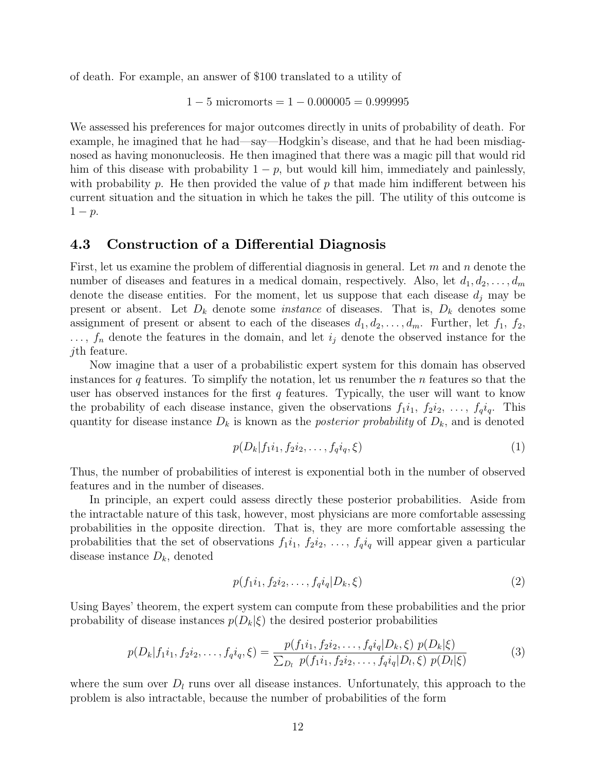of death. For example, an answer of \$100 translated to a utility of

$$1 - 5 \text{ micromorts} = 1 - 0.000005 = 0.999995$$

We assessed his preferences for major outcomes directly in units of probability of death. For example, he imagined that he had—say—Hodgkin's disease, and that he had been misdiagnosed as having mononucleosis. He then imagined that there was a magic pill that would rid him of this disease with probability $1 - p$, but would kill him, immediately and painlessly, with probability $p$. He then provided the value of $p$ that made him indifferent between his current situation and the situation in which he takes the pill. The utility of this outcome is $1 - p$.

## 4.3 Construction of a Differential Diagnosis

First, let us examine the problem of differential diagnosis in general. Let $m$ and $n$ denote the number of diseases and features in a medical domain, respectively. Also, let $d_1, d_2, \ldots, d_m$ denote the disease entities. For the moment, let us suppose that each disease $d_j$ may be present or absent. Let $D_k$ denote some *instance* of diseases. That is, $D_k$ denotes some assignment of present or absent to each of the diseases $d_1, d_2, \ldots, d_m$. Further, let $f_1$, $f_2$, $\ldots$, $f_n$ denote the features in the domain, and let $i_j$ denote the observed instance for the $j$th feature.

Now imagine that a user of a probabilistic expert system for this domain has observed instances for $q$ features. To simplify the notation, let us renumber the $n$ features so that the user has observed instances for the first $q$ features. Typically, the user will want to know the probability of each disease instance, given the observations $f_1 i_1$, $f_2 i_2$, $\ldots$, $f_q i_q$. This quantity for disease instance $D_k$ is known as the *posterior probability* of $D_k$, and is denoted

$$p(D_k | f_1 i_1, f_2 i_2, \ldots, f_q i_q, \xi) \tag{1}$$

Thus, the number of probabilities of interest is exponential both in the number of observed features and in the number of diseases.

In principle, an expert could assess directly these posterior probabilities. Aside from the intractable nature of this task, however, most physicians are more comfortable assessing probabilities in the opposite direction. That is, they are more comfortable assessing the probabilities that the set of observations $f_1 i_1$, $f_2 i_2$, $\ldots$, $f_q i_q$ will appear given a particular disease instance $D_k$, denoted

$$p(f_1 i_1, f_2 i_2, \ldots, f_q i_q | D_k, \xi) \tag{2}$$

Using Bayes' theorem, the expert system can compute from these probabilities and the prior probability of disease instances $p(D_k|\xi)$ the desired posterior probabilities

$$p(D_k | f_1 i_1, f_2 i_2, \ldots, f_q i_q, \xi) = \frac{p(f_1 i_1, f_2 i_2, \ldots, f_q i_q | D_k, \xi) \; p(D_k|\xi)}{\sum_{D_l} \; p(f_1 i_1, f_2 i_2, \ldots, f_q i_q | D_l, \xi) \; p(D_l|\xi)} \tag{3}$$

where the sum over $D_l$ runs over all disease instances. Unfortunately, this approach to the problem is also intractable, because the number of probabilities of the form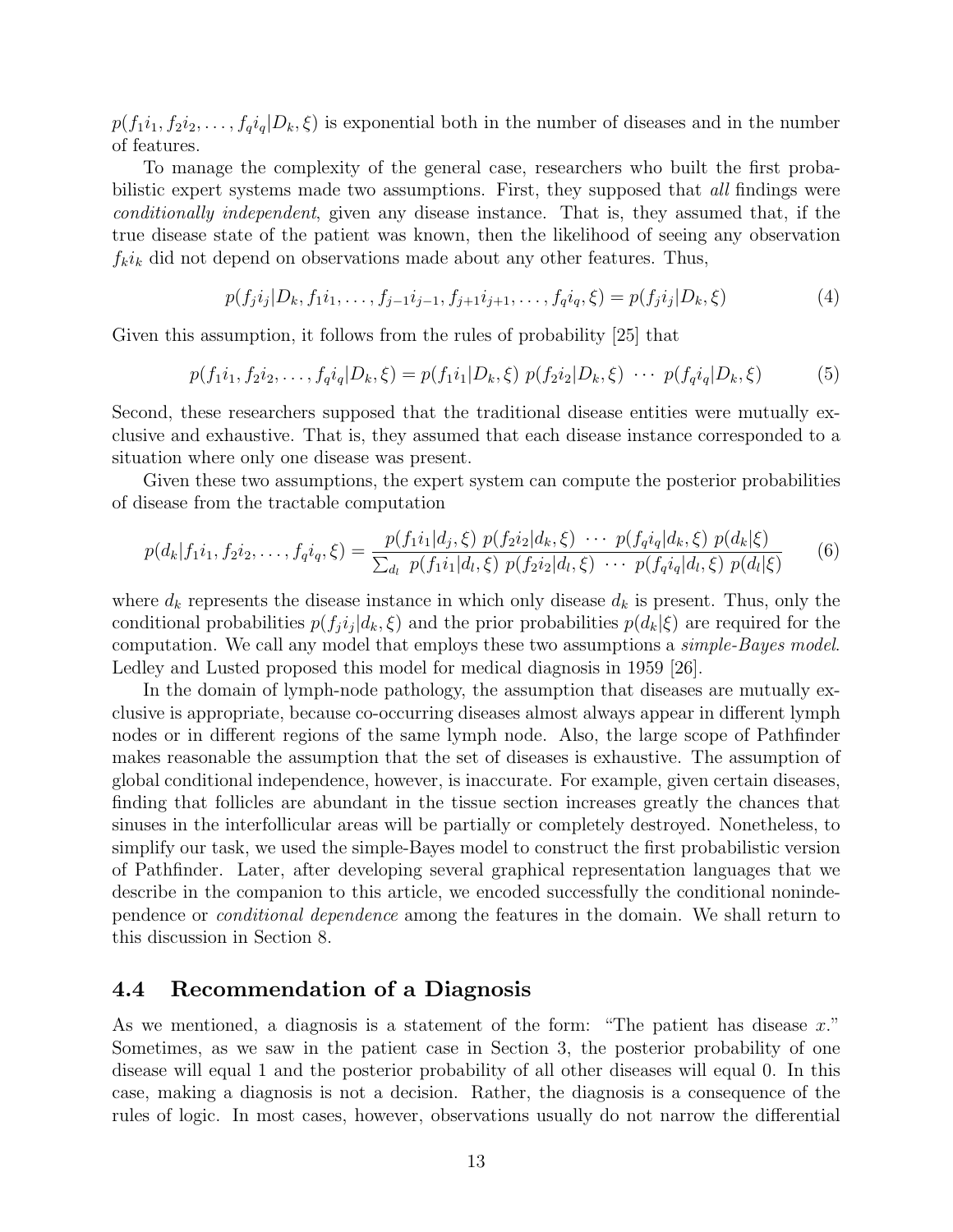$p(f_1 i_1, f_2 i_2, \ldots, f_q i_q | D_k, \xi)$ is exponential both in the number of diseases and in the number of features.

To manage the complexity of the general case, researchers who built the first probabilistic expert systems made two assumptions. First, they supposed that *all* findings were *conditionally independent*, given any disease instance. That is, they assumed that, if the true disease state of the patient was known, then the likelihood of seeing any observation $f_k i_k$ did not depend on observations made about any other features. Thus,

$$p(f_j i_j | D_k, f_1 i_1, \ldots, f_{j-1} i_{j-1}, f_{j+1} i_{j+1}, \ldots, f_q i_q, \xi) = p(f_j i_j | D_k, \xi) \tag{4}$$

Given this assumption, it follows from the rules of probability [25] that

$$p(f_1 i_1, f_2 i_2, \ldots, f_q i_q | D_k, \xi) = p(f_1 i_1 | D_k, \xi)\ p(f_2 i_2 | D_k, \xi)\ \cdots\ p(f_q i_q | D_k, \xi) \tag{5}$$

Second, these researchers supposed that the traditional disease entities were mutually exclusive and exhaustive. That is, they assumed that each disease instance corresponded to a situation where only one disease was present.

Given these two assumptions, the expert system can compute the posterior probabilities of disease from the tractable computation

$$p(d_k | f_1 i_1, f_2 i_2, \ldots, f_q i_q, \xi) = \frac{p(f_1 i_1 | d_j, \xi)\ p(f_2 i_2 | d_k, \xi)\ \cdots\ p(f_q i_q | d_k, \xi)\ p(d_k | \xi)}{\sum_{d_l}\ p(f_1 i_1 | d_l, \xi)\ p(f_2 i_2 | d_l, \xi)\ \cdots\ p(f_q i_q | d_l, \xi)\ p(d_l | \xi)} \tag{6}$$

where $d_k$ represents the disease instance in which only disease $d_k$ is present. Thus, only the conditional probabilities $p(f_j i_j | d_k, \xi)$ and the prior probabilities $p(d_k | \xi)$ are required for the computation. We call any model that employs these two assumptions a *simple-Bayes model*. Ledley and Lusted proposed this model for medical diagnosis in 1959 [26].

In the domain of lymph-node pathology, the assumption that diseases are mutually exclusive is appropriate, because co-occurring diseases almost always appear in different lymph nodes or in different regions of the same lymph node. Also, the large scope of Pathfinder makes reasonable the assumption that the set of diseases is exhaustive. The assumption of global conditional independence, however, is inaccurate. For example, given certain diseases, finding that follicles are abundant in the tissue section increases greatly the chances that sinuses in the interfollicular areas will be partially or completely destroyed. Nonetheless, to simplify our task, we used the simple-Bayes model to construct the first probabilistic version of Pathfinder. Later, after developing several graphical representation languages that we describe in the companion to this article, we encoded successfully the conditional nonindependence or *conditional dependence* among the features in the domain. We shall return to this discussion in Section 8.

## 4.4 Recommendation of a Diagnosis

As we mentioned, a diagnosis is a statement of the form: "The patient has disease $x$." Sometimes, as we saw in the patient case in Section 3, the posterior probability of one disease will equal 1 and the posterior probability of all other diseases will equal 0. In this case, making a diagnosis is not a decision. Rather, the diagnosis is a consequence of the rules of logic. In most cases, however, observations usually do not narrow the differential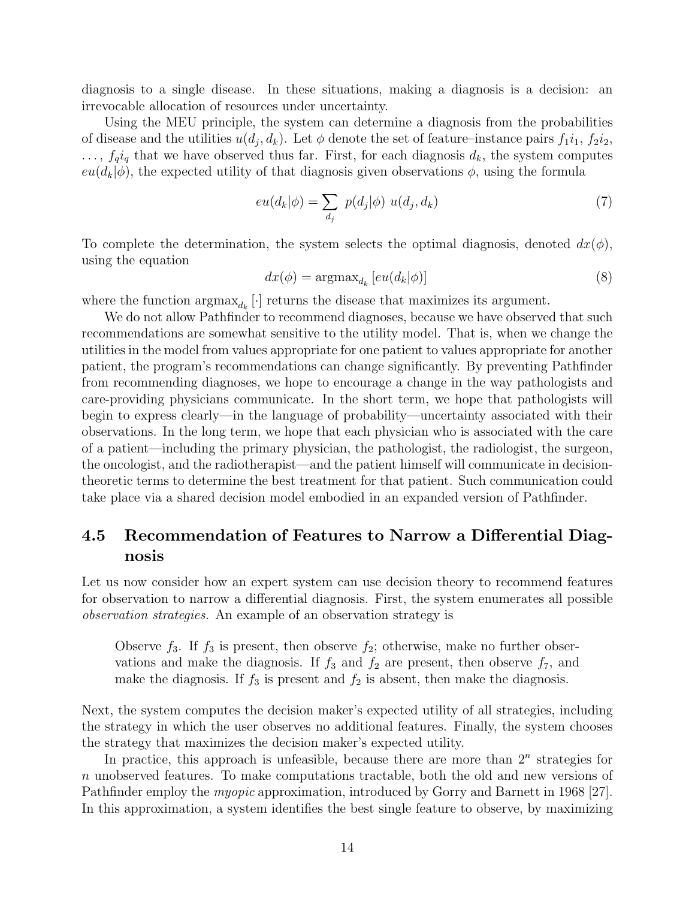diagnosis to a single disease. In these situations, making a diagnosis is a decision: an irrevocable allocation of resources under uncertainty.

Using the MEU principle, the system can determine a diagnosis from the probabilities of disease and the utilities $u(d_j, d_k)$. Let $\phi$ denote the set of feature–instance pairs $f_1 i_1$, $f_2 i_2$, $\ldots$, $f_q i_q$ that we have observed thus far. First, for each diagnosis $d_k$, the system computes $eu(d_k|\phi)$, the expected utility of that diagnosis given observations $\phi$, using the formula

$$eu(d_k|\phi) = \sum_{d_j} p(d_j|\phi)\ u(d_j, d_k) \tag{7}$$

To complete the determination, the system selects the optimal diagnosis, denoted $dx(\phi)$, using the equation

$$dx(\phi) = \text{argmax}_{d_k}\left[eu(d_k|\phi)\right] \tag{8}$$

where the function $\text{argmax}_{d_k}[\cdot]$ returns the disease that maximizes its argument.

We do not allow Pathfinder to recommend diagnoses, because we have observed that such recommendations are somewhat sensitive to the utility model. That is, when we change the utilities in the model from values appropriate for one patient to values appropriate for another patient, the program's recommendations can change significantly. By preventing Pathfinder from recommending diagnoses, we hope to encourage a change in the way pathologists and care-providing physicians communicate. In the short term, we hope that pathologists will begin to express clearly—in the language of probability—uncertainty associated with their observations. In the long term, we hope that each physician who is associated with the care of a patient—including the primary physician, the pathologist, the radiologist, the surgeon, the oncologist, and the radiotherapist—and the patient himself will communicate in decision-theoretic terms to determine the best treatment for that patient. Such communication could take place via a shared decision model embodied in an expanded version of Pathfinder.

## 4.5 Recommendation of Features to Narrow a Differential Diagnosis

Let us now consider how an expert system can use decision theory to recommend features for observation to narrow a differential diagnosis. First, the system enumerates all possible *observation strategies.* An example of an observation strategy is

> Observe $f_3$. If $f_3$ is present, then observe $f_2$; otherwise, make no further observations and make the diagnosis. If $f_3$ and $f_2$ are present, then observe $f_7$, and make the diagnosis. If $f_3$ is present and $f_2$ is absent, then make the diagnosis.

Next, the system computes the decision maker's expected utility of all strategies, including the strategy in which the user observes no additional features. Finally, the system chooses the strategy that maximizes the decision maker's expected utility.

In practice, this approach is unfeasible, because there are more than $2^n$ strategies for $n$ unobserved features. To make computations tractable, both the old and new versions of Pathfinder employ the *myopic* approximation, introduced by Gorry and Barnett in 1968 [27]. In this approximation, a system identifies the best single feature to observe, by maximizing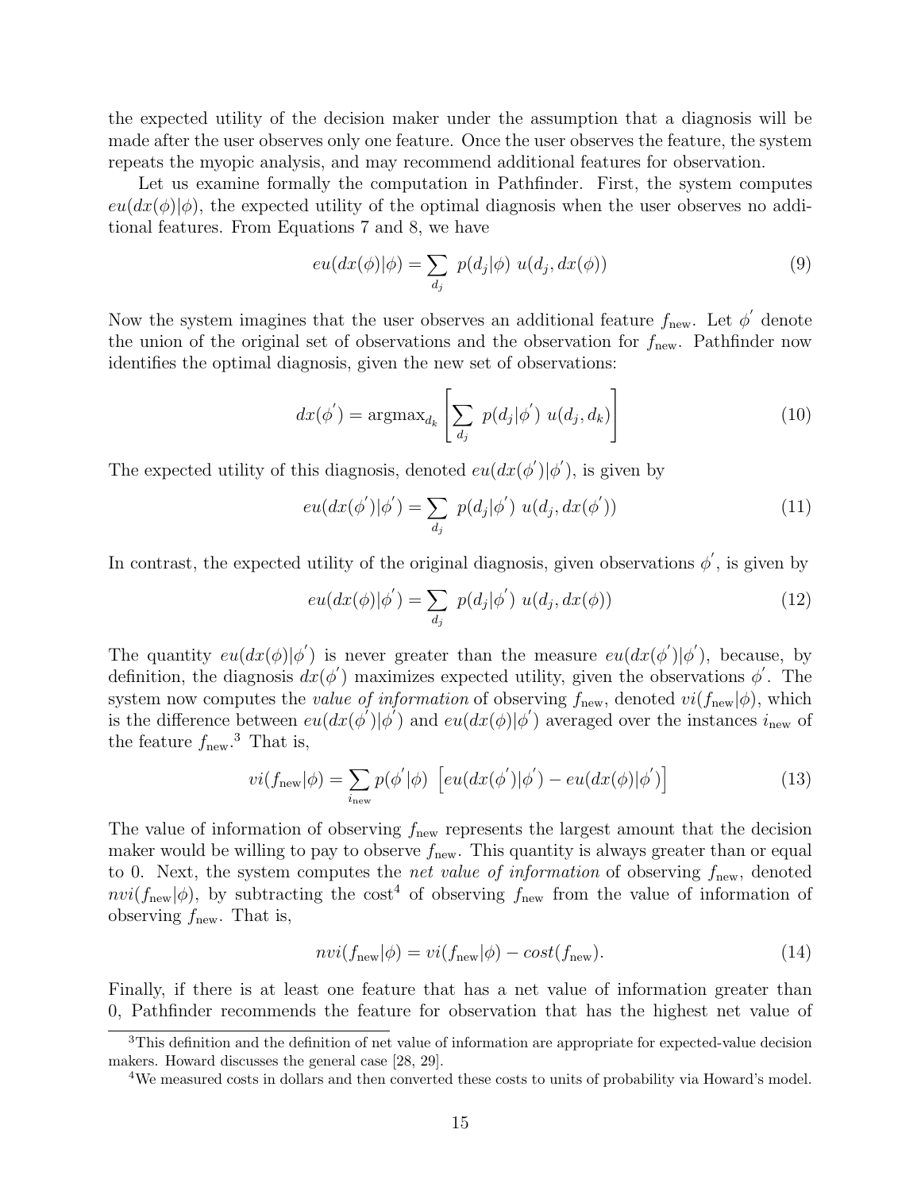the expected utility of the decision maker under the assumption that a diagnosis will be made after the user observes only one feature. Once the user observes the feature, the system repeats the myopic analysis, and may recommend additional features for observation.

Let us examine formally the computation in Pathfinder. First, the system computes $eu(dx(\phi)|\phi)$, the expected utility of the optimal diagnosis when the user observes no additional features. From Equations 7 and 8, we have

$$eu(dx(\phi)|\phi) = \sum_{d_j} p(d_j|\phi) \; u(d_j, dx(\phi)) \tag{9}$$

Now the system imagines that the user observes an additional feature $f_{\text{new}}$. Let $\phi^{'}$ denote the union of the original set of observations and the observation for $f_{\text{new}}$. Pathfinder now identifies the optimal diagnosis, given the new set of observations:

$$dx(\phi^{'}) = \text{argmax}_{d_k} \left[ \sum_{d_j} p(d_j|\phi^{'}) \; u(d_j, d_k) \right] \tag{10}$$

The expected utility of this diagnosis, denoted $eu(dx(\phi^{'})|\phi^{'})$, is given by

$$eu(dx(\phi^{'})|\phi^{'}) = \sum_{d_j} p(d_j|\phi^{'}) \; u(d_j, dx(\phi^{'})) \tag{11}$$

In contrast, the expected utility of the original diagnosis, given observations $\phi^{'}$, is given by

$$eu(dx(\phi)|\phi^{'}) = \sum_{d_j} p(d_j|\phi^{'}) \; u(d_j, dx(\phi)) \tag{12}$$

The quantity $eu(dx(\phi)|\phi^{'})$ is never greater than the measure $eu(dx(\phi^{'})|\phi^{'})$, because, by definition, the diagnosis $dx(\phi^{'})$ maximizes expected utility, given the observations $\phi^{'}$. The system now computes the *value of information* of observing $f_{\text{new}}$, denoted $vi(f_{\text{new}}|\phi)$, which is the difference between $eu(dx(\phi^{'})|\phi^{'})$ and $eu(dx(\phi)|\phi^{'})$ averaged over the instances $i_{\text{new}}$ of the feature $f_{\text{new}}$.[3] That is,

$$vi(f_{\text{new}}|\phi) = \sum_{i_{\text{new}}} p(\phi^{'}|\phi) \; \left[ eu(dx(\phi^{'})|\phi^{'}) - eu(dx(\phi)|\phi^{'}) \right] \tag{13}$$

The value of information of observing $f_{\text{new}}$ represents the largest amount that the decision maker would be willing to pay to observe $f_{\text{new}}$. This quantity is always greater than or equal to 0. Next, the system computes the *net value of information* of observing $f_{\text{new}}$, denoted $nvi(f_{\text{new}}|\phi)$, by subtracting the cost[4] of observing $f_{\text{new}}$ from the value of information of observing $f_{\text{new}}$. That is,

$$nvi(f_{\text{new}}|\phi) = vi(f_{\text{new}}|\phi) - cost(f_{\text{new}}). \tag{14}$$

Finally, if there is at least one feature that has a net value of information greater than 0, Pathfinder recommends the feature for observation that has the highest net value of

[3] This definition and the definition of net value of information are appropriate for expected-value decision makers. Howard discusses the general case [28, 29].

[4] We measured costs in dollars and then converted these costs to units of probability via Howard's model.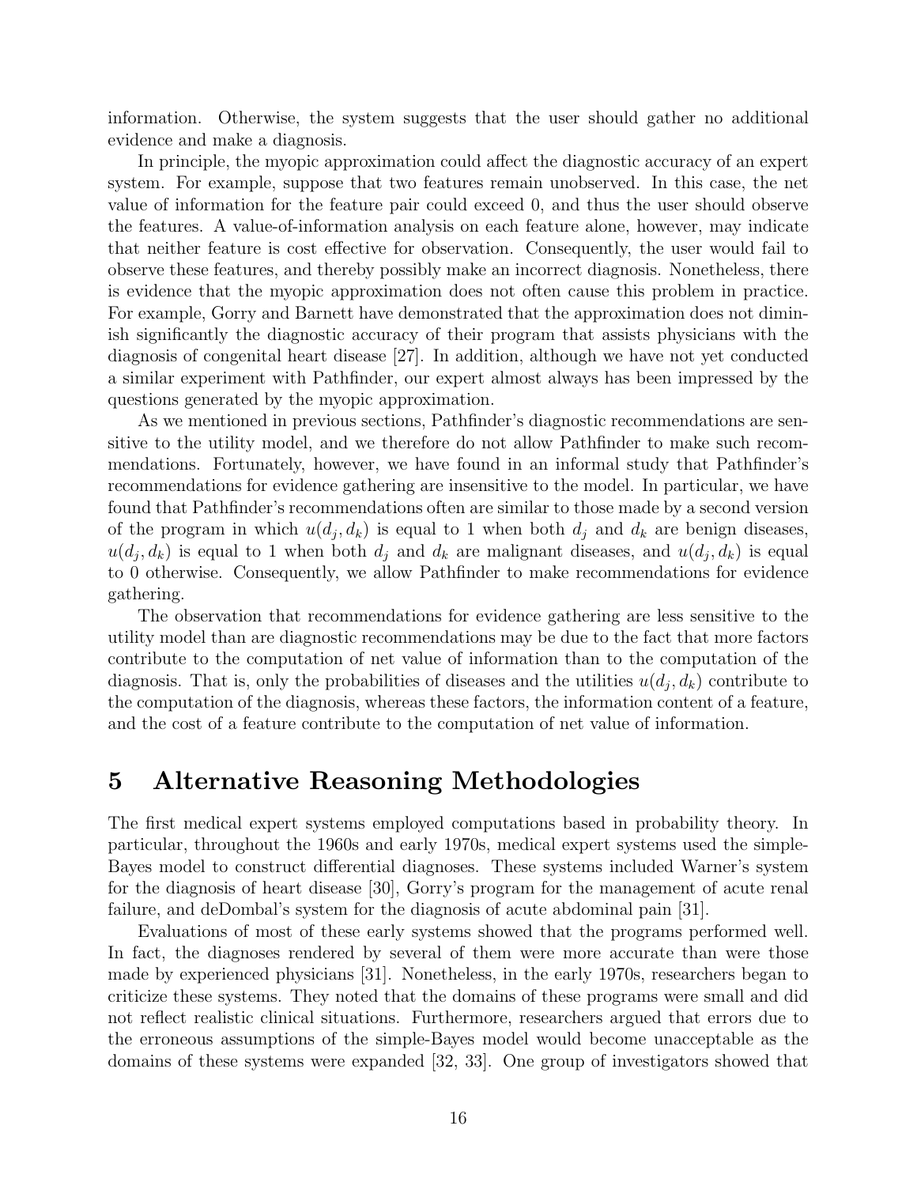information. Otherwise, the system suggests that the user should gather no additional evidence and make a diagnosis.

In principle, the myopic approximation could affect the diagnostic accuracy of an expert system. For example, suppose that two features remain unobserved. In this case, the net value of information for the feature pair could exceed 0, and thus the user should observe the features. A value-of-information analysis on each feature alone, however, may indicate that neither feature is cost effective for observation. Consequently, the user would fail to observe these features, and thereby possibly make an incorrect diagnosis. Nonetheless, there is evidence that the myopic approximation does not often cause this problem in practice. For example, Gorry and Barnett have demonstrated that the approximation does not diminish significantly the diagnostic accuracy of their program that assists physicians with the diagnosis of congenital heart disease [27]. In addition, although we have not yet conducted a similar experiment with Pathfinder, our expert almost always has been impressed by the questions generated by the myopic approximation.

As we mentioned in previous sections, Pathfinder's diagnostic recommendations are sensitive to the utility model, and we therefore do not allow Pathfinder to make such recommendations. Fortunately, however, we have found in an informal study that Pathfinder's recommendations for evidence gathering are insensitive to the model. In particular, we have found that Pathfinder's recommendations often are similar to those made by a second version of the program in which $u(d_j, d_k)$ is equal to 1 when both $d_j$ and $d_k$ are benign diseases, $u(d_j, d_k)$ is equal to 1 when both $d_j$ and $d_k$ are malignant diseases, and $u(d_j, d_k)$ is equal to 0 otherwise. Consequently, we allow Pathfinder to make recommendations for evidence gathering.

The observation that recommendations for evidence gathering are less sensitive to the utility model than are diagnostic recommendations may be due to the fact that more factors contribute to the computation of net value of information than to the computation of the diagnosis. That is, only the probabilities of diseases and the utilities $u(d_j, d_k)$ contribute to the computation of the diagnosis, whereas these factors, the information content of a feature, and the cost of a feature contribute to the computation of net value of information.

# 5 Alternative Reasoning Methodologies

The first medical expert systems employed computations based in probability theory. In particular, throughout the 1960s and early 1970s, medical expert systems used the simple-Bayes model to construct differential diagnoses. These systems included Warner's system for the diagnosis of heart disease [30], Gorry's program for the management of acute renal failure, and deDombal's system for the diagnosis of acute abdominal pain [31].

Evaluations of most of these early systems showed that the programs performed well. In fact, the diagnoses rendered by several of them were more accurate than were those made by experienced physicians [31]. Nonetheless, in the early 1970s, researchers began to criticize these systems. They noted that the domains of these programs were small and did not reflect realistic clinical situations. Furthermore, researchers argued that errors due to the erroneous assumptions of the simple-Bayes model would become unacceptable as the domains of these systems were expanded [32, 33]. One group of investigators showed that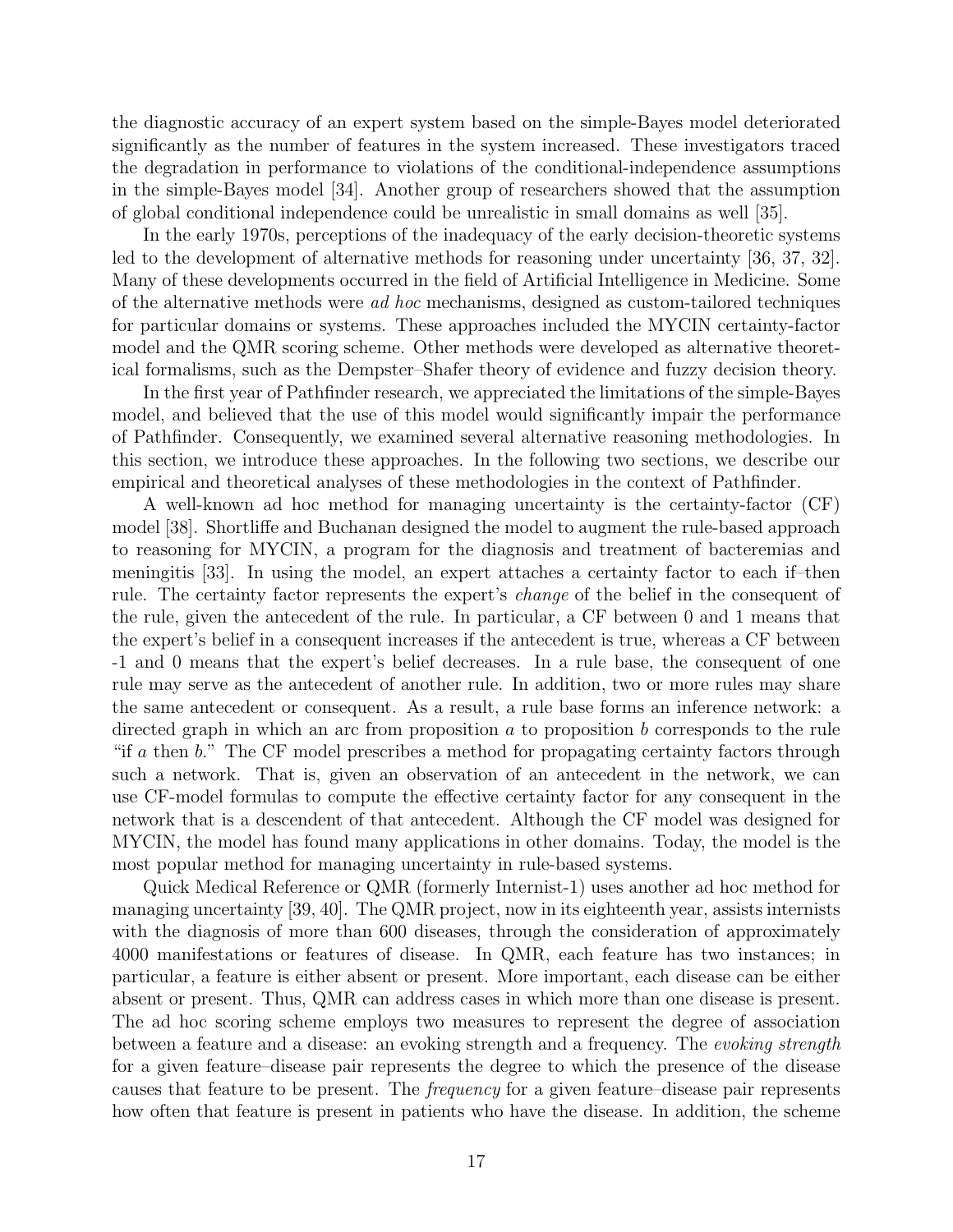the diagnostic accuracy of an expert system based on the simple-Bayes model deteriorated significantly as the number of features in the system increased. These investigators traced the degradation in performance to violations of the conditional-independence assumptions in the simple-Bayes model [34]. Another group of researchers showed that the assumption of global conditional independence could be unrealistic in small domains as well [35].

In the early 1970s, perceptions of the inadequacy of the early decision-theoretic systems led to the development of alternative methods for reasoning under uncertainty [36, 37, 32]. Many of these developments occurred in the field of Artificial Intelligence in Medicine. Some of the alternative methods were *ad hoc* mechanisms, designed as custom-tailored techniques for particular domains or systems. These approaches included the MYCIN certainty-factor model and the QMR scoring scheme. Other methods were developed as alternative theoretical formalisms, such as the Dempster–Shafer theory of evidence and fuzzy decision theory.

In the first year of Pathfinder research, we appreciated the limitations of the simple-Bayes model, and believed that the use of this model would significantly impair the performance of Pathfinder. Consequently, we examined several alternative reasoning methodologies. In this section, we introduce these approaches. In the following two sections, we describe our empirical and theoretical analyses of these methodologies in the context of Pathfinder.

A well-known ad hoc method for managing uncertainty is the certainty-factor (CF) model [38]. Shortliffe and Buchanan designed the model to augment the rule-based approach to reasoning for MYCIN, a program for the diagnosis and treatment of bacteremias and meningitis [33]. In using the model, an expert attaches a certainty factor to each if–then rule. The certainty factor represents the expert's *change* of the belief in the consequent of the rule, given the antecedent of the rule. In particular, a CF between 0 and 1 means that the expert's belief in a consequent increases if the antecedent is true, whereas a CF between -1 and 0 means that the expert's belief decreases. In a rule base, the consequent of one rule may serve as the antecedent of another rule. In addition, two or more rules may share the same antecedent or consequent. As a result, a rule base forms an inference network: a directed graph in which an arc from proposition $a$ to proposition $b$ corresponds to the rule "if $a$ then $b$." The CF model prescribes a method for propagating certainty factors through such a network. That is, given an observation of an antecedent in the network, we can use CF-model formulas to compute the effective certainty factor for any consequent in the network that is a descendent of that antecedent. Although the CF model was designed for MYCIN, the model has found many applications in other domains. Today, the model is the most popular method for managing uncertainty in rule-based systems.

Quick Medical Reference or QMR (formerly Internist-1) uses another ad hoc method for managing uncertainty [39, 40]. The QMR project, now in its eighteenth year, assists internists with the diagnosis of more than 600 diseases, through the consideration of approximately 4000 manifestations or features of disease. In QMR, each feature has two instances; in particular, a feature is either absent or present. More important, each disease can be either absent or present. Thus, QMR can address cases in which more than one disease is present. The ad hoc scoring scheme employs two measures to represent the degree of association between a feature and a disease: an evoking strength and a frequency. The *evoking strength* for a given feature–disease pair represents the degree to which the presence of the disease causes that feature to be present. The *frequency* for a given feature–disease pair represents how often that feature is present in patients who have the disease. In addition, the scheme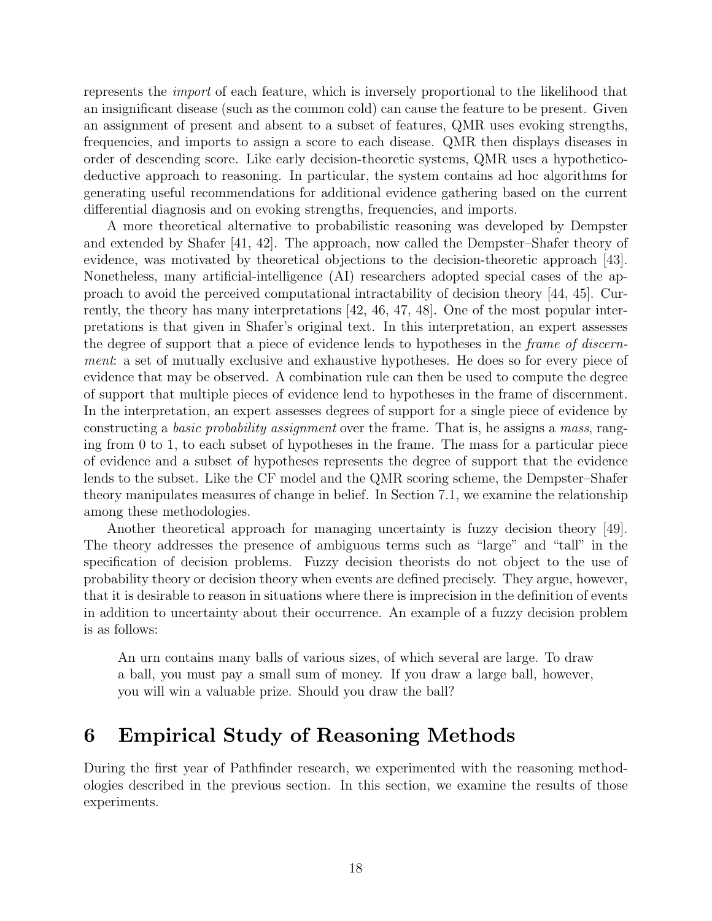represents the *import* of each feature, which is inversely proportional to the likelihood that an insignificant disease (such as the common cold) can cause the feature to be present. Given an assignment of present and absent to a subset of features, QMR uses evoking strengths, frequencies, and imports to assign a score to each disease. QMR then displays diseases in order of descending score. Like early decision-theoretic systems, QMR uses a hypothetico-deductive approach to reasoning. In particular, the system contains ad hoc algorithms for generating useful recommendations for additional evidence gathering based on the current differential diagnosis and on evoking strengths, frequencies, and imports.

A more theoretical alternative to probabilistic reasoning was developed by Dempster and extended by Shafer [41, 42]. The approach, now called the Dempster–Shafer theory of evidence, was motivated by theoretical objections to the decision-theoretic approach [43]. Nonetheless, many artificial-intelligence (AI) researchers adopted special cases of the approach to avoid the perceived computational intractability of decision theory [44, 45]. Currently, the theory has many interpretations [42, 46, 47, 48]. One of the most popular interpretations is that given in Shafer's original text. In this interpretation, an expert assesses the degree of support that a piece of evidence lends to hypotheses in the *frame of discernment*: a set of mutually exclusive and exhaustive hypotheses. He does so for every piece of evidence that may be observed. A combination rule can then be used to compute the degree of support that multiple pieces of evidence lend to hypotheses in the frame of discernment. In the interpretation, an expert assesses degrees of support for a single piece of evidence by constructing a *basic probability assignment* over the frame. That is, he assigns a *mass*, ranging from 0 to 1, to each subset of hypotheses in the frame. The mass for a particular piece of evidence and a subset of hypotheses represents the degree of support that the evidence lends to the subset. Like the CF model and the QMR scoring scheme, the Dempster–Shafer theory manipulates measures of change in belief. In Section 7.1, we examine the relationship among these methodologies.

Another theoretical approach for managing uncertainty is fuzzy decision theory [49]. The theory addresses the presence of ambiguous terms such as "large" and "tall" in the specification of decision problems. Fuzzy decision theorists do not object to the use of probability theory or decision theory when events are defined precisely. They argue, however, that it is desirable to reason in situations where there is imprecision in the definition of events in addition to uncertainty about their occurrence. An example of a fuzzy decision problem is as follows:

> An urn contains many balls of various sizes, of which several are large. To draw a ball, you must pay a small sum of money. If you draw a large ball, however, you will win a valuable prize. Should you draw the ball?

# 6 Empirical Study of Reasoning Methods

During the first year of Pathfinder research, we experimented with the reasoning methodologies described in the previous section. In this section, we examine the results of those experiments.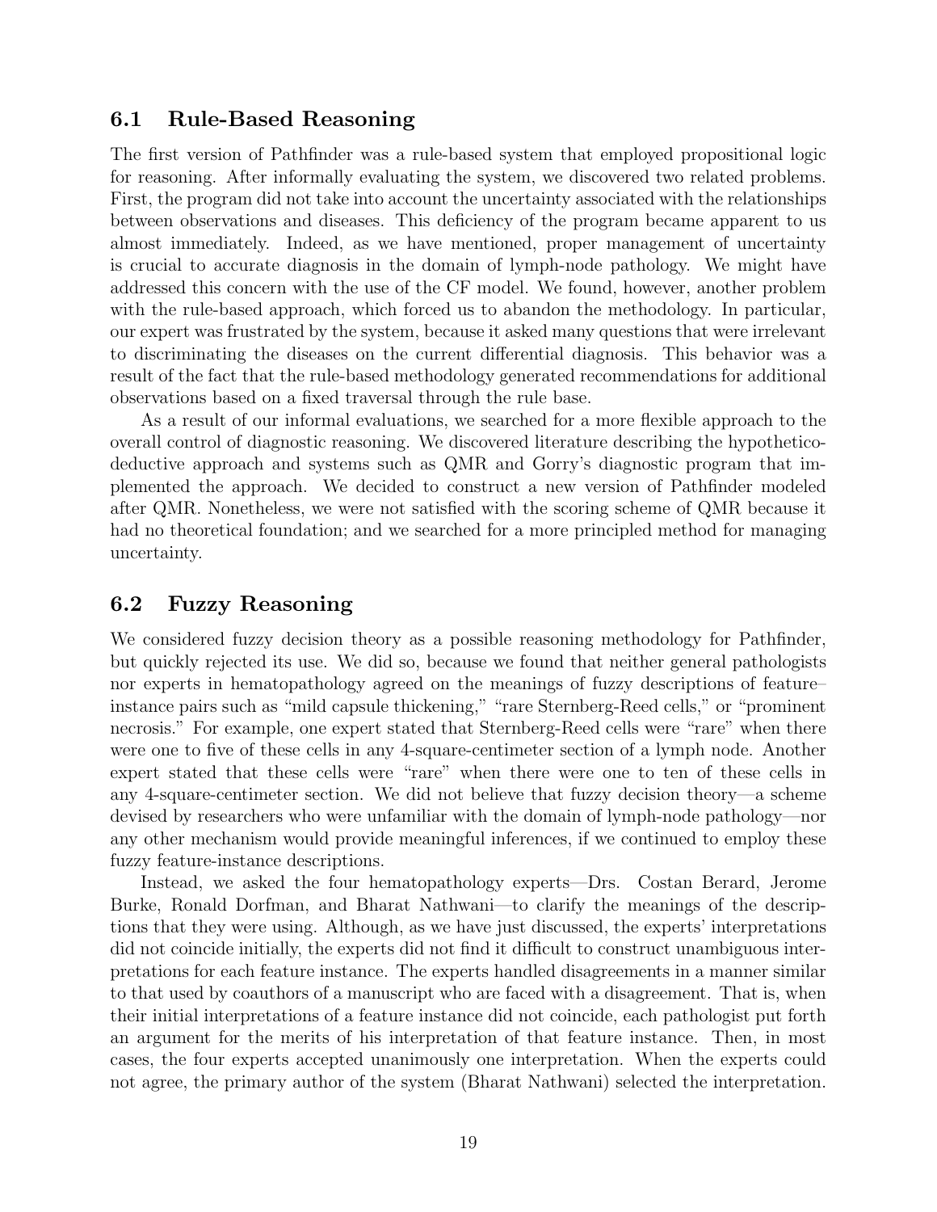## 6.1 Rule-Based Reasoning

The first version of Pathfinder was a rule-based system that employed propositional logic for reasoning. After informally evaluating the system, we discovered two related problems. First, the program did not take into account the uncertainty associated with the relationships between observations and diseases. This deficiency of the program became apparent to us almost immediately. Indeed, as we have mentioned, proper management of uncertainty is crucial to accurate diagnosis in the domain of lymph-node pathology. We might have addressed this concern with the use of the CF model. We found, however, another problem with the rule-based approach, which forced us to abandon the methodology. In particular, our expert was frustrated by the system, because it asked many questions that were irrelevant to discriminating the diseases on the current differential diagnosis. This behavior was a result of the fact that the rule-based methodology generated recommendations for additional observations based on a fixed traversal through the rule base.

As a result of our informal evaluations, we searched for a more flexible approach to the overall control of diagnostic reasoning. We discovered literature describing the hypothetico-deductive approach and systems such as QMR and Gorry's diagnostic program that implemented the approach. We decided to construct a new version of Pathfinder modeled after QMR. Nonetheless, we were not satisfied with the scoring scheme of QMR because it had no theoretical foundation; and we searched for a more principled method for managing uncertainty.

## 6.2 Fuzzy Reasoning

We considered fuzzy decision theory as a possible reasoning methodology for Pathfinder, but quickly rejected its use. We did so, because we found that neither general pathologists nor experts in hematopathology agreed on the meanings of fuzzy descriptions of feature–instance pairs such as "mild capsule thickening," "rare Sternberg-Reed cells," or "prominent necrosis." For example, one expert stated that Sternberg-Reed cells were "rare" when there were one to five of these cells in any 4-square-centimeter section of a lymph node. Another expert stated that these cells were "rare" when there were one to ten of these cells in any 4-square-centimeter section. We did not believe that fuzzy decision theory—a scheme devised by researchers who were unfamiliar with the domain of lymph-node pathology—nor any other mechanism would provide meaningful inferences, if we continued to employ these fuzzy feature-instance descriptions.

Instead, we asked the four hematopathology experts—Drs. Costan Berard, Jerome Burke, Ronald Dorfman, and Bharat Nathwani—to clarify the meanings of the descriptions that they were using. Although, as we have just discussed, the experts' interpretations did not coincide initially, the experts did not find it difficult to construct unambiguous interpretations for each feature instance. The experts handled disagreements in a manner similar to that used by coauthors of a manuscript who are faced with a disagreement. That is, when their initial interpretations of a feature instance did not coincide, each pathologist put forth an argument for the merits of his interpretation of that feature instance. Then, in most cases, the four experts accepted unanimously one interpretation. When the experts could not agree, the primary author of the system (Bharat Nathwani) selected the interpretation.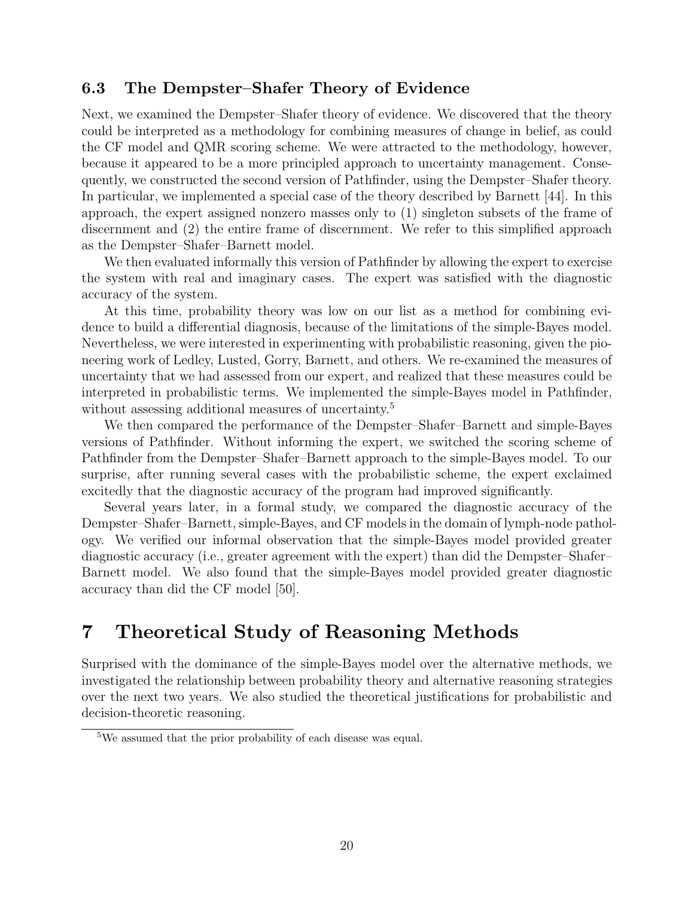### 6.3 The Dempster–Shafer Theory of Evidence

Next, we examined the Dempster–Shafer theory of evidence. We discovered that the theory could be interpreted as a methodology for combining measures of change in belief, as could the CF model and QMR scoring scheme. We were attracted to the methodology, however, because it appeared to be a more principled approach to uncertainty management. Consequently, we constructed the second version of Pathfinder, using the Dempster–Shafer theory. In particular, we implemented a special case of the theory described by Barnett [44]. In this approach, the expert assigned nonzero masses only to (1) singleton subsets of the frame of discernment and (2) the entire frame of discernment. We refer to this simplified approach as the Dempster–Shafer–Barnett model.

We then evaluated informally this version of Pathfinder by allowing the expert to exercise the system with real and imaginary cases. The expert was satisfied with the diagnostic accuracy of the system.

At this time, probability theory was low on our list as a method for combining evidence to build a differential diagnosis, because of the limitations of the simple-Bayes model. Nevertheless, we were interested in experimenting with probabilistic reasoning, given the pioneering work of Ledley, Lusted, Gorry, Barnett, and others. We re-examined the measures of uncertainty that we had assessed from our expert, and realized that these measures could be interpreted in probabilistic terms. We implemented the simple-Bayes model in Pathfinder, without assessing additional measures of uncertainty.[5]

We then compared the performance of the Dempster–Shafer–Barnett and simple-Bayes versions of Pathfinder. Without informing the expert, we switched the scoring scheme of Pathfinder from the Dempster–Shafer–Barnett approach to the simple-Bayes model. To our surprise, after running several cases with the probabilistic scheme, the expert exclaimed excitedly that the diagnostic accuracy of the program had improved significantly.

Several years later, in a formal study, we compared the diagnostic accuracy of the Dempster–Shafer–Barnett, simple-Bayes, and CF models in the domain of lymph-node pathology. We verified our informal observation that the simple-Bayes model provided greater diagnostic accuracy (i.e., greater agreement with the expert) than did the Dempster–Shafer–Barnett model. We also found that the simple-Bayes model provided greater diagnostic accuracy than did the CF model [50].

# 7 Theoretical Study of Reasoning Methods

Surprised with the dominance of the simple-Bayes model over the alternative methods, we investigated the relationship between probability theory and alternative reasoning strategies over the next two years. We also studied the theoretical justifications for probabilistic and decision-theoretic reasoning.

[5] We assumed that the prior probability of each disease was equal.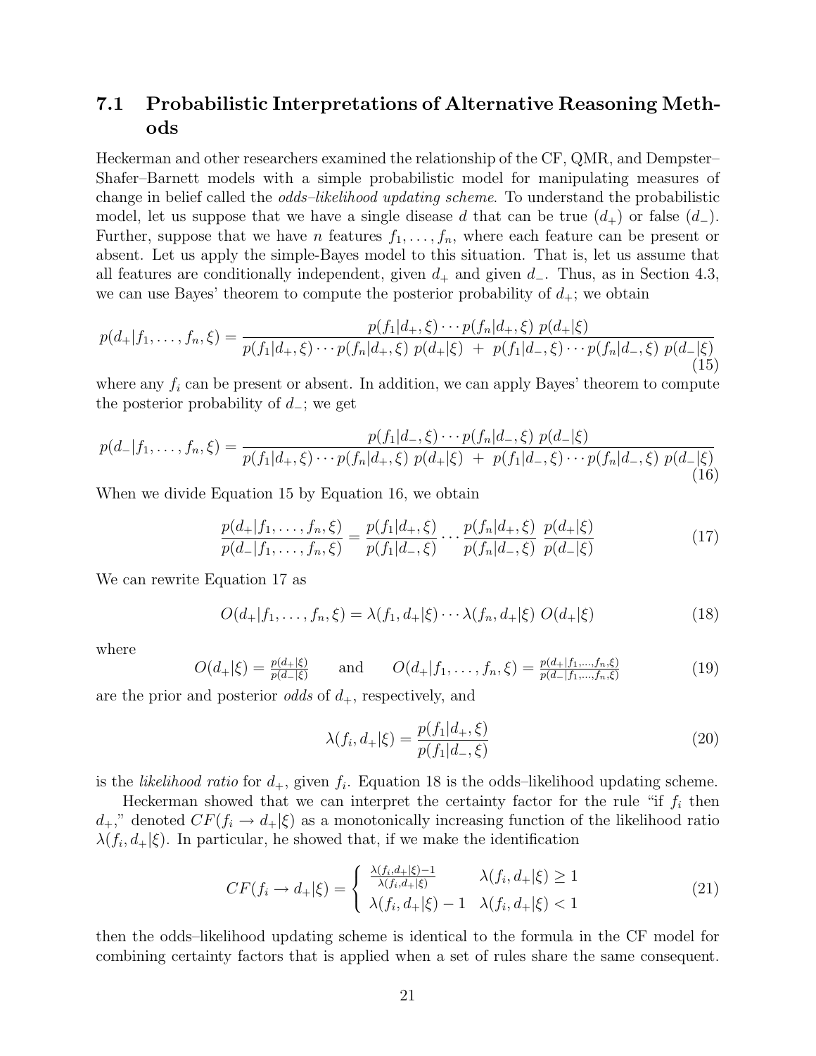### 7.1 Probabilistic Interpretations of Alternative Reasoning Methods

Heckerman and other researchers examined the relationship of the CF, QMR, and Dempster–Shafer–Barnett models with a simple probabilistic model for manipulating measures of change in belief called the *odds–likelihood updating scheme*. To understand the probabilistic model, let us suppose that we have a single disease $d$ that can be true ($d_+$) or false ($d_-$). Further, suppose that we have $n$ features $f_1, \ldots, f_n$, where each feature can be present or absent. Let us apply the simple-Bayes model to this situation. That is, let us assume that all features are conditionally independent, given $d_+$ and given $d_-$. Thus, as in Section 4.3, we can use Bayes' theorem to compute the posterior probability of $d_+$; we obtain

$$p(d_+|f_1, \ldots, f_n, \xi) = \frac{p(f_1|d_+, \xi) \cdots p(f_n|d_+, \xi) \; p(d_+|\xi)}{p(f_1|d_+, \xi) \cdots p(f_n|d_+, \xi) \; p(d_+|\xi) \; + \; p(f_1|d_-, \xi) \cdots p(f_n|d_-, \xi) \; p(d_-|\xi)} \tag{15}$$

where any $f_i$ can be present or absent. In addition, we can apply Bayes' theorem to compute the posterior probability of $d_-$; we get

$$p(d_-|f_1, \ldots, f_n, \xi) = \frac{p(f_1|d_-, \xi) \cdots p(f_n|d_-, \xi) \; p(d_-|\xi)}{p(f_1|d_+, \xi) \cdots p(f_n|d_+, \xi) \; p(d_+|\xi) \; + \; p(f_1|d_-, \xi) \cdots p(f_n|d_-, \xi) \; p(d_-|\xi)} \tag{16}$$

When we divide Equation 15 by Equation 16, we obtain

$$\frac{p(d_+|f_1, \ldots, f_n, \xi)}{p(d_-|f_1, \ldots, f_n, \xi)} = \frac{p(f_1|d_+, \xi)}{p(f_1|d_-, \xi)} \cdots \frac{p(f_n|d_+, \xi)}{p(f_n|d_-, \xi)} \; \frac{p(d_+|\xi)}{p(d_-|\xi)} \tag{17}$$

We can rewrite Equation 17 as

$$O(d_+|f_1, \ldots, f_n, \xi) = \lambda(f_1, d_+|\xi) \cdots \lambda(f_n, d_+|\xi) \; O(d_+|\xi) \tag{18}$$

where

$$O(d_+|\xi) = \frac{p(d_+|\xi)}{p(d_-|\xi)} \qquad \text{and} \qquad O(d_+|f_1, \ldots, f_n, \xi) = \frac{p(d_+|f_1, \ldots, f_n, \xi)}{p(d_-|f_1, \ldots, f_n, \xi)} \tag{19}$$

are the prior and posterior *odds* of $d_+$, respectively, and

$$\lambda(f_i, d_+|\xi) = \frac{p(f_1|d_+, \xi)}{p(f_1|d_-, \xi)} \tag{20}$$

is the *likelihood ratio* for $d_+$, given $f_i$. Equation 18 is the odds–likelihood updating scheme.

Heckerman showed that we can interpret the certainty factor for the rule "if $f_i$ then $d_+$," denoted $CF(f_i \rightarrow d_+|\xi)$ as a monotonically increasing function of the likelihood ratio $\lambda(f_i, d_+|\xi)$. In particular, he showed that, if we make the identification

$$CF(f_i \rightarrow d_+|\xi) = \begin{cases} \frac{\lambda(f_i, d_+|\xi) - 1}{\lambda(f_i, d_+|\xi)} & \lambda(f_i, d_+|\xi) \geq 1 \\ \lambda(f_i, d_+|\xi) - 1 & \lambda(f_i, d_+|\xi) < 1 \end{cases} \tag{21}$$

then the odds–likelihood updating scheme is identical to the formula in the CF model for combining certainty factors that is applied when a set of rules share the same consequent.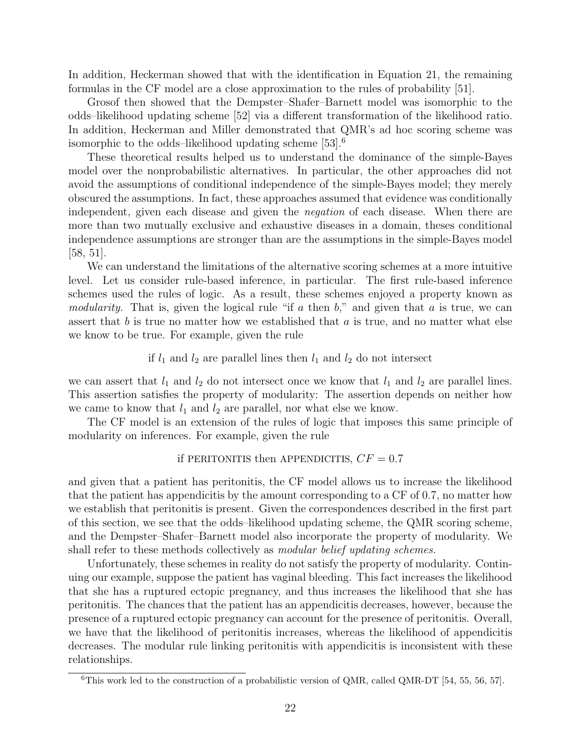In addition, Heckerman showed that with the identification in Equation 21, the remaining formulas in the CF model are a close approximation to the rules of probability [51].

Grosof then showed that the Dempster–Shafer–Barnett model was isomorphic to the odds–likelihood updating scheme [52] via a different transformation of the likelihood ratio. In addition, Heckerman and Miller demonstrated that QMR's ad hoc scoring scheme was isomorphic to the odds–likelihood updating scheme [53].[6]

These theoretical results helped us to understand the dominance of the simple-Bayes model over the nonprobabilistic alternatives. In particular, the other approaches did not avoid the assumptions of conditional independence of the simple-Bayes model; they merely obscured the assumptions. In fact, these approaches assumed that evidence was conditionally independent, given each disease and given the *negation* of each disease. When there are more than two mutually exclusive and exhaustive diseases in a domain, theses conditional independence assumptions are stronger than are the assumptions in the simple-Bayes model [58, 51].

We can understand the limitations of the alternative scoring schemes at a more intuitive level. Let us consider rule-based inference, in particular. The first rule-based inference schemes used the rules of logic. As a result, these schemes enjoyed a property known as *modularity.* That is, given the logical rule "if $a$ then $b$," and given that $a$ is true, we can assert that $b$ is true no matter how we established that $a$ is true, and no matter what else we know to be true. For example, given the rule

if $l_1$ and $l_2$ are parallel lines then $l_1$ and $l_2$ do not intersect

we can assert that $l_1$ and $l_2$ do not intersect once we know that $l_1$ and $l_2$ are parallel lines. This assertion satisfies the property of modularity: The assertion depends on neither how we came to know that $l_1$ and $l_2$ are parallel, nor what else we know.

The CF model is an extension of the rules of logic that imposes this same principle of modularity on inferences. For example, given the rule

if PERITONITIS then APPENDICITIS, $CF = 0.7$

and given that a patient has peritonitis, the CF model allows us to increase the likelihood that the patient has appendicitis by the amount corresponding to a CF of 0.7, no matter how we establish that peritonitis is present. Given the correspondences described in the first part of this section, we see that the odds–likelihood updating scheme, the QMR scoring scheme, and the Dempster–Shafer–Barnett model also incorporate the property of modularity. We shall refer to these methods collectively as *modular belief updating schemes.*

Unfortunately, these schemes in reality do not satisfy the property of modularity. Continuing our example, suppose the patient has vaginal bleeding. This fact increases the likelihood that she has a ruptured ectopic pregnancy, and thus increases the likelihood that she has peritonitis. The chances that the patient has an appendicitis decreases, however, because the presence of a ruptured ectopic pregnancy can account for the presence of peritonitis. Overall, we have that the likelihood of peritonitis increases, whereas the likelihood of appendicitis decreases. The modular rule linking peritonitis with appendicitis is inconsistent with these relationships.

[6] This work led to the construction of a probabilistic version of QMR, called QMR-DT [54, 55, 56, 57].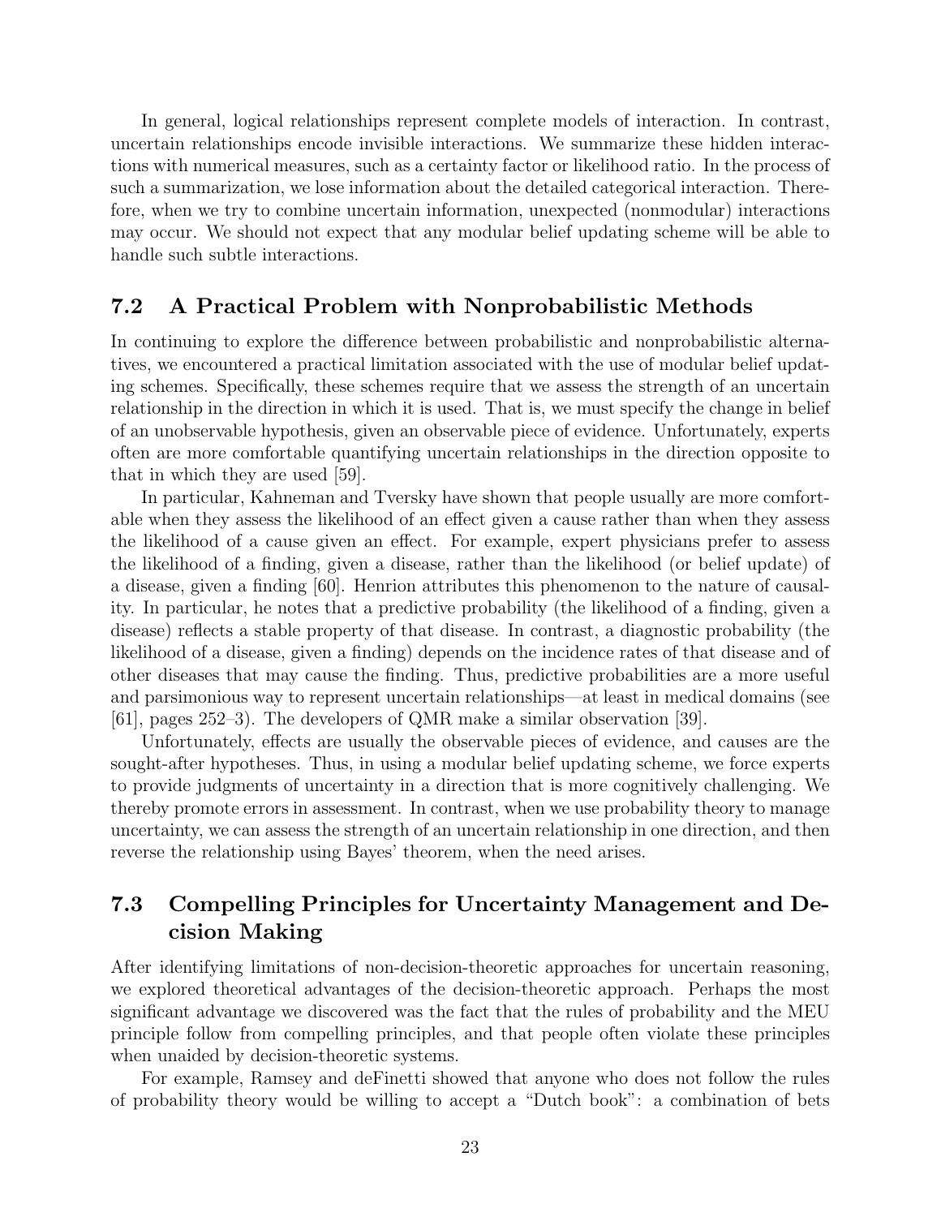In general, logical relationships represent complete models of interaction. In contrast, uncertain relationships encode invisible interactions. We summarize these hidden interactions with numerical measures, such as a certainty factor or likelihood ratio. In the process of such a summarization, we lose information about the detailed categorical interaction. Therefore, when we try to combine uncertain information, unexpected (nonmodular) interactions may occur. We should not expect that any modular belief updating scheme will be able to handle such subtle interactions.

## 7.2 A Practical Problem with Nonprobabilistic Methods

In continuing to explore the difference between probabilistic and nonprobabilistic alternatives, we encountered a practical limitation associated with the use of modular belief updating schemes. Specifically, these schemes require that we assess the strength of an uncertain relationship in the direction in which it is used. That is, we must specify the change in belief of an unobservable hypothesis, given an observable piece of evidence. Unfortunately, experts often are more comfortable quantifying uncertain relationships in the direction opposite to that in which they are used [59].

In particular, Kahneman and Tversky have shown that people usually are more comfortable when they assess the likelihood of an effect given a cause rather than when they assess the likelihood of a cause given an effect. For example, expert physicians prefer to assess the likelihood of a finding, given a disease, rather than the likelihood (or belief update) of a disease, given a finding [60]. Henrion attributes this phenomenon to the nature of causality. In particular, he notes that a predictive probability (the likelihood of a finding, given a disease) reflects a stable property of that disease. In contrast, a diagnostic probability (the likelihood of a disease, given a finding) depends on the incidence rates of that disease and of other diseases that may cause the finding. Thus, predictive probabilities are a more useful and parsimonious way to represent uncertain relationships—at least in medical domains (see [61], pages 252–3). The developers of QMR make a similar observation [39].

Unfortunately, effects are usually the observable pieces of evidence, and causes are the sought-after hypotheses. Thus, in using a modular belief updating scheme, we force experts to provide judgments of uncertainty in a direction that is more cognitively challenging. We thereby promote errors in assessment. In contrast, when we use probability theory to manage uncertainty, we can assess the strength of an uncertain relationship in one direction, and then reverse the relationship using Bayes' theorem, when the need arises.

## 7.3 Compelling Principles for Uncertainty Management and Decision Making

After identifying limitations of non-decision-theoretic approaches for uncertain reasoning, we explored theoretical advantages of the decision-theoretic approach. Perhaps the most significant advantage we discovered was the fact that the rules of probability and the MEU principle follow from compelling principles, and that people often violate these principles when unaided by decision-theoretic systems.

For example, Ramsey and deFinetti showed that anyone who does not follow the rules of probability theory would be willing to accept a "Dutch book": a combination of bets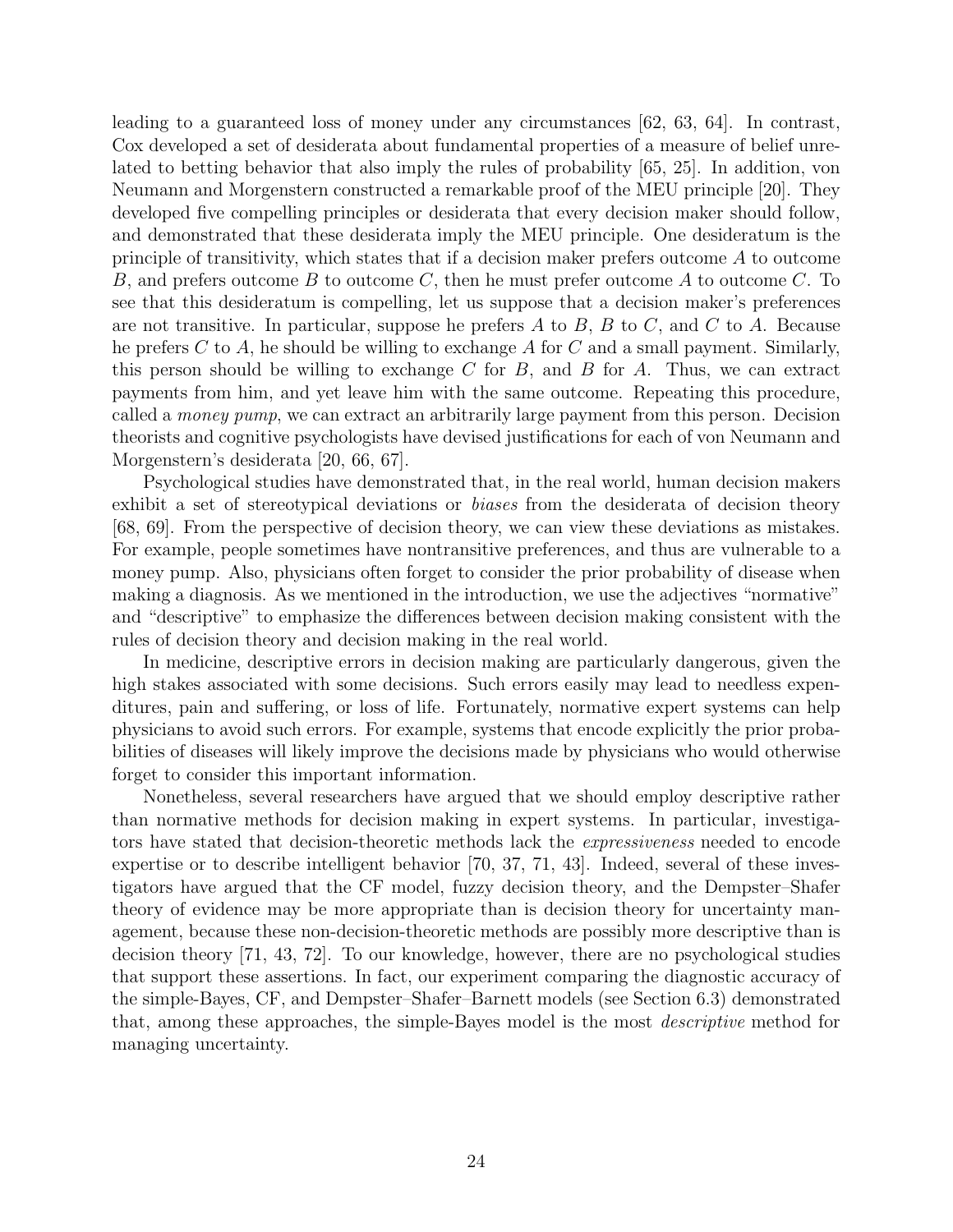leading to a guaranteed loss of money under any circumstances [62, 63, 64]. In contrast, Cox developed a set of desiderata about fundamental properties of a measure of belief unrelated to betting behavior that also imply the rules of probability [65, 25]. In addition, von Neumann and Morgenstern constructed a remarkable proof of the MEU principle [20]. They developed five compelling principles or desiderata that every decision maker should follow, and demonstrated that these desiderata imply the MEU principle. One desideratum is the principle of transitivity, which states that if a decision maker prefers outcome $A$ to outcome $B$, and prefers outcome $B$ to outcome $C$, then he must prefer outcome $A$ to outcome $C$. To see that this desideratum is compelling, let us suppose that a decision maker's preferences are not transitive. In particular, suppose he prefers $A$ to $B$, $B$ to $C$, and $C$ to $A$. Because he prefers $C$ to $A$, he should be willing to exchange $A$ for $C$ and a small payment. Similarly, this person should be willing to exchange $C$ for $B$, and $B$ for $A$. Thus, we can extract payments from him, and yet leave him with the same outcome. Repeating this procedure, called a *money pump*, we can extract an arbitrarily large payment from this person. Decision theorists and cognitive psychologists have devised justifications for each of von Neumann and Morgenstern's desiderata [20, 66, 67].

Psychological studies have demonstrated that, in the real world, human decision makers exhibit a set of stereotypical deviations or *biases* from the desiderata of decision theory [68, 69]. From the perspective of decision theory, we can view these deviations as mistakes. For example, people sometimes have nontransitive preferences, and thus are vulnerable to a money pump. Also, physicians often forget to consider the prior probability of disease when making a diagnosis. As we mentioned in the introduction, we use the adjectives "normative" and "descriptive" to emphasize the differences between decision making consistent with the rules of decision theory and decision making in the real world.

In medicine, descriptive errors in decision making are particularly dangerous, given the high stakes associated with some decisions. Such errors easily may lead to needless expenditures, pain and suffering, or loss of life. Fortunately, normative expert systems can help physicians to avoid such errors. For example, systems that encode explicitly the prior probabilities of diseases will likely improve the decisions made by physicians who would otherwise forget to consider this important information.

Nonetheless, several researchers have argued that we should employ descriptive rather than normative methods for decision making in expert systems. In particular, investigators have stated that decision-theoretic methods lack the *expressiveness* needed to encode expertise or to describe intelligent behavior [70, 37, 71, 43]. Indeed, several of these investigators have argued that the CF model, fuzzy decision theory, and the Dempster–Shafer theory of evidence may be more appropriate than is decision theory for uncertainty management, because these non-decision-theoretic methods are possibly more descriptive than is decision theory [71, 43, 72]. To our knowledge, however, there are no psychological studies that support these assertions. In fact, our experiment comparing the diagnostic accuracy of the simple-Bayes, CF, and Dempster–Shafer–Barnett models (see Section 6.3) demonstrated that, among these approaches, the simple-Bayes model is the most *descriptive* method for managing uncertainty.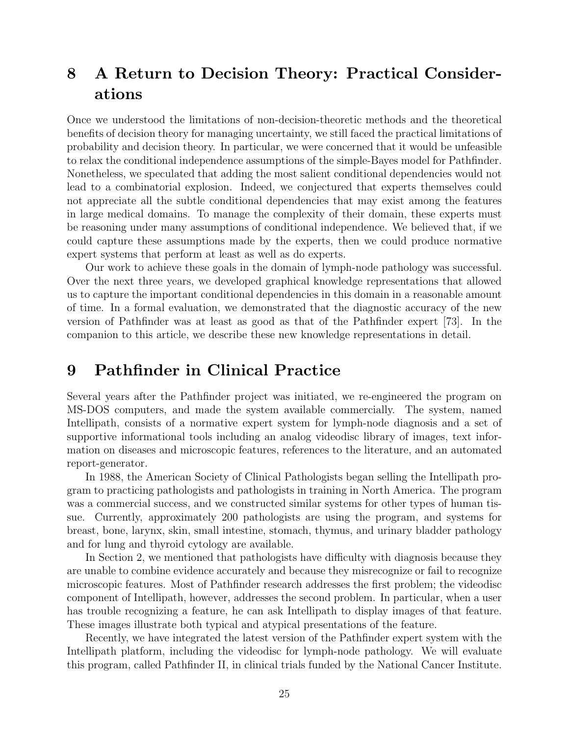## 8 A Return to Decision Theory: Practical Considerations

Once we understood the limitations of non-decision-theoretic methods and the theoretical benefits of decision theory for managing uncertainty, we still faced the practical limitations of probability and decision theory. In particular, we were concerned that it would be unfeasible to relax the conditional independence assumptions of the simple-Bayes model for Pathfinder. Nonetheless, we speculated that adding the most salient conditional dependencies would not lead to a combinatorial explosion. Indeed, we conjectured that experts themselves could not appreciate all the subtle conditional dependencies that may exist among the features in large medical domains. To manage the complexity of their domain, these experts must be reasoning under many assumptions of conditional independence. We believed that, if we could capture these assumptions made by the experts, then we could produce normative expert systems that perform at least as well as do experts.

Our work to achieve these goals in the domain of lymph-node pathology was successful. Over the next three years, we developed graphical knowledge representations that allowed us to capture the important conditional dependencies in this domain in a reasonable amount of time. In a formal evaluation, we demonstrated that the diagnostic accuracy of the new version of Pathfinder was at least as good as that of the Pathfinder expert [73]. In the companion to this article, we describe these new knowledge representations in detail.

## 9 Pathfinder in Clinical Practice

Several years after the Pathfinder project was initiated, we re-engineered the program on MS-DOS computers, and made the system available commercially. The system, named Intellipath, consists of a normative expert system for lymph-node diagnosis and a set of supportive informational tools including an analog videodisc library of images, text information on diseases and microscopic features, references to the literature, and an automated report-generator.

In 1988, the American Society of Clinical Pathologists began selling the Intellipath program to practicing pathologists and pathologists in training in North America. The program was a commercial success, and we constructed similar systems for other types of human tissue. Currently, approximately 200 pathologists are using the program, and systems for breast, bone, larynx, skin, small intestine, stomach, thymus, and urinary bladder pathology and for lung and thyroid cytology are available.

In Section 2, we mentioned that pathologists have difficulty with diagnosis because they are unable to combine evidence accurately and because they misrecognize or fail to recognize microscopic features. Most of Pathfinder research addresses the first problem; the videodisc component of Intellipath, however, addresses the second problem. In particular, when a user has trouble recognizing a feature, he can ask Intellipath to display images of that feature. These images illustrate both typical and atypical presentations of the feature.

Recently, we have integrated the latest version of the Pathfinder expert system with the Intellipath platform, including the videodisc for lymph-node pathology. We will evaluate this program, called Pathfinder II, in clinical trials funded by the National Cancer Institute.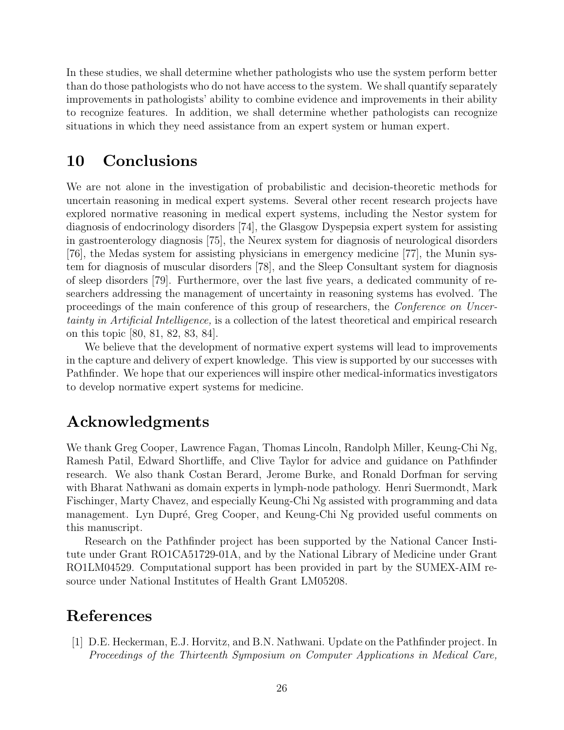In these studies, we shall determine whether pathologists who use the system perform better than do those pathologists who do not have access to the system. We shall quantify separately improvements in pathologists' ability to combine evidence and improvements in their ability to recognize features. In addition, we shall determine whether pathologists can recognize situations in which they need assistance from an expert system or human expert.

## 10 Conclusions

We are not alone in the investigation of probabilistic and decision-theoretic methods for uncertain reasoning in medical expert systems. Several other recent research projects have explored normative reasoning in medical expert systems, including the Nestor system for diagnosis of endocrinology disorders [74], the Glasgow Dyspepsia expert system for assisting in gastroenterology diagnosis [75], the Neurex system for diagnosis of neurological disorders [76], the Medas system for assisting physicians in emergency medicine [77], the Munin system for diagnosis of muscular disorders [78], and the Sleep Consultant system for diagnosis of sleep disorders [79]. Furthermore, over the last five years, a dedicated community of researchers addressing the management of uncertainty in reasoning systems has evolved. The proceedings of the main conference of this group of researchers, the *Conference on Uncertainty in Artificial Intelligence,* is a collection of the latest theoretical and empirical research on this topic [80, 81, 82, 83, 84].

We believe that the development of normative expert systems will lead to improvements in the capture and delivery of expert knowledge. This view is supported by our successes with Pathfinder. We hope that our experiences will inspire other medical-informatics investigators to develop normative expert systems for medicine.

## Acknowledgments

We thank Greg Cooper, Lawrence Fagan, Thomas Lincoln, Randolph Miller, Keung-Chi Ng, Ramesh Patil, Edward Shortliffe, and Clive Taylor for advice and guidance on Pathfinder research. We also thank Costan Berard, Jerome Burke, and Ronald Dorfman for serving with Bharat Nathwani as domain experts in lymph-node pathology. Henri Suermondt, Mark Fischinger, Marty Chavez, and especially Keung-Chi Ng assisted with programming and data management. Lyn Dupré, Greg Cooper, and Keung-Chi Ng provided useful comments on this manuscript.

Research on the Pathfinder project has been supported by the National Cancer Institute under Grant RO1CA51729-01A, and by the National Library of Medicine under Grant RO1LM04529. Computational support has been provided in part by the SUMEX-AIM resource under National Institutes of Health Grant LM05208.

## References

[1] D.E. Heckerman, E.J. Horvitz, and B.N. Nathwani. Update on the Pathfinder project. In *Proceedings of the Thirteenth Symposium on Computer Applications in Medical Care,*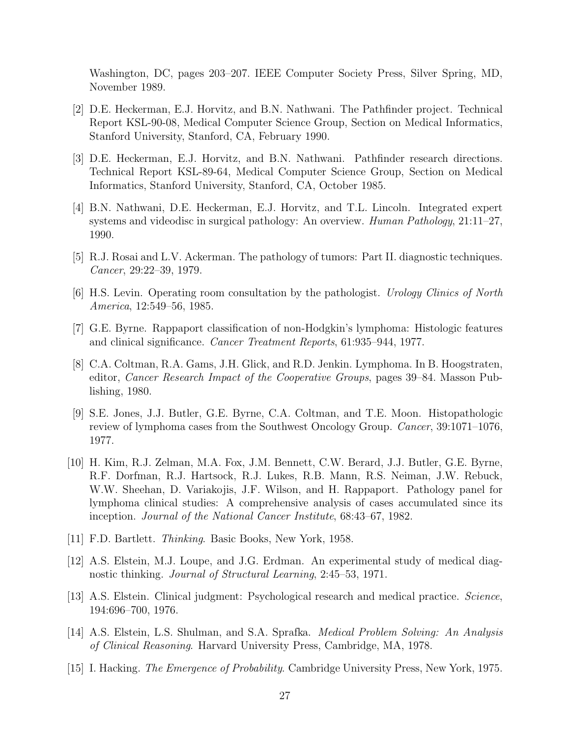Washington, DC, pages 203–207. IEEE Computer Society Press, Silver Spring, MD, November 1989.

[2] D.E. Heckerman, E.J. Horvitz, and B.N. Nathwani. The Pathfinder project. Technical Report KSL-90-08, Medical Computer Science Group, Section on Medical Informatics, Stanford University, Stanford, CA, February 1990.

[3] D.E. Heckerman, E.J. Horvitz, and B.N. Nathwani. Pathfinder research directions. Technical Report KSL-89-64, Medical Computer Science Group, Section on Medical Informatics, Stanford University, Stanford, CA, October 1985.

[4] B.N. Nathwani, D.E. Heckerman, E.J. Horvitz, and T.L. Lincoln. Integrated expert systems and videodisc in surgical pathology: An overview. *Human Pathology*, 21:11–27, 1990.

[5] R.J. Rosai and L.V. Ackerman. The pathology of tumors: Part II. diagnostic techniques. *Cancer*, 29:22–39, 1979.

[6] H.S. Levin. Operating room consultation by the pathologist. *Urology Clinics of North America*, 12:549–56, 1985.

[7] G.E. Byrne. Rappaport classification of non-Hodgkin's lymphoma: Histologic features and clinical significance. *Cancer Treatment Reports*, 61:935–944, 1977.

[8] C.A. Coltman, R.A. Gams, J.H. Glick, and R.D. Jenkin. Lymphoma. In B. Hoogstraten, editor, *Cancer Research Impact of the Cooperative Groups*, pages 39–84. Masson Publishing, 1980.

[9] S.E. Jones, J.J. Butler, G.E. Byrne, C.A. Coltman, and T.E. Moon. Histopathologic review of lymphoma cases from the Southwest Oncology Group. *Cancer*, 39:1071–1076, 1977.

[10] H. Kim, R.J. Zelman, M.A. Fox, J.M. Bennett, C.W. Berard, J.J. Butler, G.E. Byrne, R.F. Dorfman, R.J. Hartsock, R.J. Lukes, R.B. Mann, R.S. Neiman, J.W. Rebuck, W.W. Sheehan, D. Variakojis, J.F. Wilson, and H. Rappaport. Pathology panel for lymphoma clinical studies: A comprehensive analysis of cases accumulated since its inception. *Journal of the National Cancer Institute*, 68:43–67, 1982.

[11] F.D. Bartlett. *Thinking*. Basic Books, New York, 1958.

[12] A.S. Elstein, M.J. Loupe, and J.G. Erdman. An experimental study of medical diagnostic thinking. *Journal of Structural Learning*, 2:45–53, 1971.

[13] A.S. Elstein. Clinical judgment: Psychological research and medical practice. *Science*, 194:696–700, 1976.

[14] A.S. Elstein, L.S. Shulman, and S.A. Sprafka. *Medical Problem Solving: An Analysis of Clinical Reasoning*. Harvard University Press, Cambridge, MA, 1978.

[15] I. Hacking. *The Emergence of Probability*. Cambridge University Press, New York, 1975.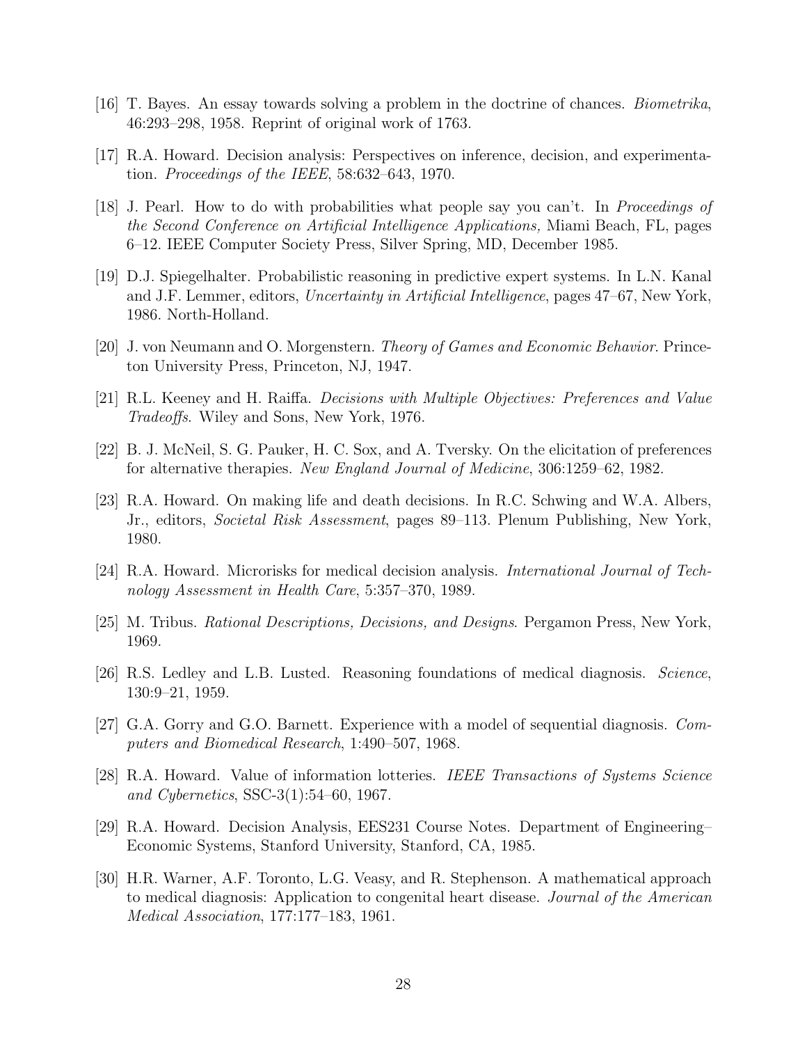[16] T. Bayes. An essay towards solving a problem in the doctrine of chances. *Biometrika*, 46:293–298, 1958. Reprint of original work of 1763.

[17] R.A. Howard. Decision analysis: Perspectives on inference, decision, and experimentation. *Proceedings of the IEEE*, 58:632–643, 1970.

[18] J. Pearl. How to do with probabilities what people say you can't. In *Proceedings of the Second Conference on Artificial Intelligence Applications,* Miami Beach, FL, pages 6–12. IEEE Computer Society Press, Silver Spring, MD, December 1985.

[19] D.J. Spiegelhalter. Probabilistic reasoning in predictive expert systems. In L.N. Kanal and J.F. Lemmer, editors, *Uncertainty in Artificial Intelligence*, pages 47–67, New York, 1986. North-Holland.

[20] J. von Neumann and O. Morgenstern. *Theory of Games and Economic Behavior*. Princeton University Press, Princeton, NJ, 1947.

[21] R.L. Keeney and H. Raiffa. *Decisions with Multiple Objectives: Preferences and Value Tradeoffs*. Wiley and Sons, New York, 1976.

[22] B. J. McNeil, S. G. Pauker, H. C. Sox, and A. Tversky. On the elicitation of preferences for alternative therapies. *New England Journal of Medicine*, 306:1259–62, 1982.

[23] R.A. Howard. On making life and death decisions. In R.C. Schwing and W.A. Albers, Jr., editors, *Societal Risk Assessment*, pages 89–113. Plenum Publishing, New York, 1980.

[24] R.A. Howard. Microrisks for medical decision analysis. *International Journal of Technology Assessment in Health Care*, 5:357–370, 1989.

[25] M. Tribus. *Rational Descriptions, Decisions, and Designs*. Pergamon Press, New York, 1969.

[26] R.S. Ledley and L.B. Lusted. Reasoning foundations of medical diagnosis. *Science*, 130:9–21, 1959.

[27] G.A. Gorry and G.O. Barnett. Experience with a model of sequential diagnosis. *Computers and Biomedical Research*, 1:490–507, 1968.

[28] R.A. Howard. Value of information lotteries. *IEEE Transactions of Systems Science and Cybernetics*, SSC-3(1):54–60, 1967.

[29] R.A. Howard. Decision Analysis, EES231 Course Notes. Department of Engineering–Economic Systems, Stanford University, Stanford, CA, 1985.

[30] H.R. Warner, A.F. Toronto, L.G. Veasy, and R. Stephenson. A mathematical approach to medical diagnosis: Application to congenital heart disease. *Journal of the American Medical Association*, 177:177–183, 1961.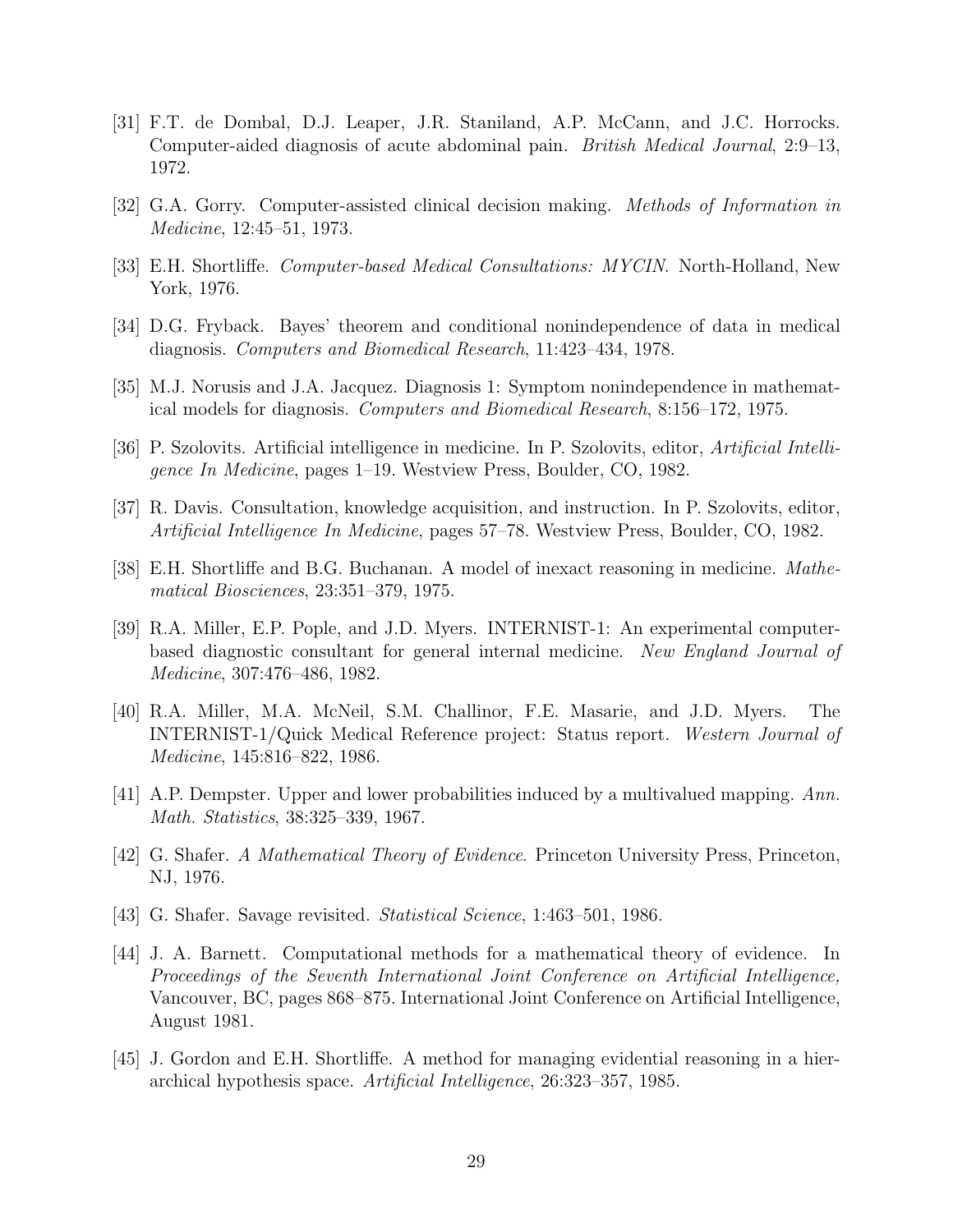[31] F.T. de Dombal, D.J. Leaper, J.R. Staniland, A.P. McCann, and J.C. Horrocks. Computer-aided diagnosis of acute abdominal pain. *British Medical Journal*, 2:9–13, 1972.

[32] G.A. Gorry. Computer-assisted clinical decision making. *Methods of Information in Medicine*, 12:45–51, 1973.

[33] E.H. Shortliffe. *Computer-based Medical Consultations: MYCIN*. North-Holland, New York, 1976.

[34] D.G. Fryback. Bayes' theorem and conditional nonindependence of data in medical diagnosis. *Computers and Biomedical Research*, 11:423–434, 1978.

[35] M.J. Norusis and J.A. Jacquez. Diagnosis 1: Symptom nonindependence in mathematical models for diagnosis. *Computers and Biomedical Research*, 8:156–172, 1975.

[36] P. Szolovits. Artificial intelligence in medicine. In P. Szolovits, editor, *Artificial Intelligence In Medicine*, pages 1–19. Westview Press, Boulder, CO, 1982.

[37] R. Davis. Consultation, knowledge acquisition, and instruction. In P. Szolovits, editor, *Artificial Intelligence In Medicine*, pages 57–78. Westview Press, Boulder, CO, 1982.

[38] E.H. Shortliffe and B.G. Buchanan. A model of inexact reasoning in medicine. *Mathematical Biosciences*, 23:351–379, 1975.

[39] R.A. Miller, E.P. Pople, and J.D. Myers. INTERNIST-1: An experimental computer-based diagnostic consultant for general internal medicine. *New England Journal of Medicine*, 307:476–486, 1982.

[40] R.A. Miller, M.A. McNeil, S.M. Challinor, F.E. Masarie, and J.D. Myers. The INTERNIST-1/Quick Medical Reference project: Status report. *Western Journal of Medicine*, 145:816–822, 1986.

[41] A.P. Dempster. Upper and lower probabilities induced by a multivalued mapping. *Ann. Math. Statistics*, 38:325–339, 1967.

[42] G. Shafer. *A Mathematical Theory of Evidence*. Princeton University Press, Princeton, NJ, 1976.

[43] G. Shafer. Savage revisited. *Statistical Science*, 1:463–501, 1986.

[44] J. A. Barnett. Computational methods for a mathematical theory of evidence. In *Proceedings of the Seventh International Joint Conference on Artificial Intelligence,* Vancouver, BC, pages 868–875. International Joint Conference on Artificial Intelligence, August 1981.

[45] J. Gordon and E.H. Shortliffe. A method for managing evidential reasoning in a hierarchical hypothesis space. *Artificial Intelligence*, 26:323–357, 1985.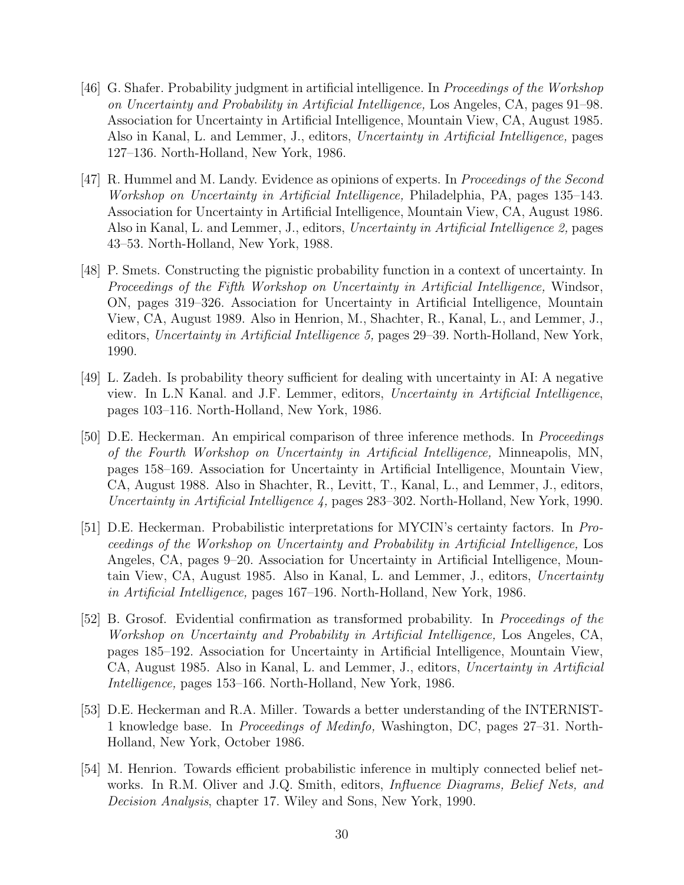[46] G. Shafer. Probability judgment in artificial intelligence. In *Proceedings of the Workshop on Uncertainty and Probability in Artificial Intelligence,* Los Angeles, CA, pages 91–98. Association for Uncertainty in Artificial Intelligence, Mountain View, CA, August 1985. Also in Kanal, L. and Lemmer, J., editors, *Uncertainty in Artificial Intelligence,* pages 127–136. North-Holland, New York, 1986.

[47] R. Hummel and M. Landy. Evidence as opinions of experts. In *Proceedings of the Second Workshop on Uncertainty in Artificial Intelligence,* Philadelphia, PA, pages 135–143. Association for Uncertainty in Artificial Intelligence, Mountain View, CA, August 1986. Also in Kanal, L. and Lemmer, J., editors, *Uncertainty in Artificial Intelligence 2,* pages 43–53. North-Holland, New York, 1988.

[48] P. Smets. Constructing the pignistic probability function in a context of uncertainty. In *Proceedings of the Fifth Workshop on Uncertainty in Artificial Intelligence,* Windsor, ON, pages 319–326. Association for Uncertainty in Artificial Intelligence, Mountain View, CA, August 1989. Also in Henrion, M., Shachter, R., Kanal, L., and Lemmer, J., editors, *Uncertainty in Artificial Intelligence 5,* pages 29–39. North-Holland, New York, 1990.

[49] L. Zadeh. Is probability theory sufficient for dealing with uncertainty in AI: A negative view. In L.N Kanal. and J.F. Lemmer, editors, *Uncertainty in Artificial Intelligence*, pages 103–116. North-Holland, New York, 1986.

[50] D.E. Heckerman. An empirical comparison of three inference methods. In *Proceedings of the Fourth Workshop on Uncertainty in Artificial Intelligence,* Minneapolis, MN, pages 158–169. Association for Uncertainty in Artificial Intelligence, Mountain View, CA, August 1988. Also in Shachter, R., Levitt, T., Kanal, L., and Lemmer, J., editors, *Uncertainty in Artificial Intelligence 4,* pages 283–302. North-Holland, New York, 1990.

[51] D.E. Heckerman. Probabilistic interpretations for MYCIN's certainty factors. In *Proceedings of the Workshop on Uncertainty and Probability in Artificial Intelligence,* Los Angeles, CA, pages 9–20. Association for Uncertainty in Artificial Intelligence, Mountain View, CA, August 1985. Also in Kanal, L. and Lemmer, J., editors, *Uncertainty in Artificial Intelligence,* pages 167–196. North-Holland, New York, 1986.

[52] B. Grosof. Evidential confirmation as transformed probability. In *Proceedings of the Workshop on Uncertainty and Probability in Artificial Intelligence,* Los Angeles, CA, pages 185–192. Association for Uncertainty in Artificial Intelligence, Mountain View, CA, August 1985. Also in Kanal, L. and Lemmer, J., editors, *Uncertainty in Artificial Intelligence,* pages 153–166. North-Holland, New York, 1986.

[53] D.E. Heckerman and R.A. Miller. Towards a better understanding of the INTERNIST-1 knowledge base. In *Proceedings of Medinfo,* Washington, DC, pages 27–31. North-Holland, New York, October 1986.

[54] M. Henrion. Towards efficient probabilistic inference in multiply connected belief networks. In R.M. Oliver and J.Q. Smith, editors, *Influence Diagrams, Belief Nets, and Decision Analysis*, chapter 17. Wiley and Sons, New York, 1990.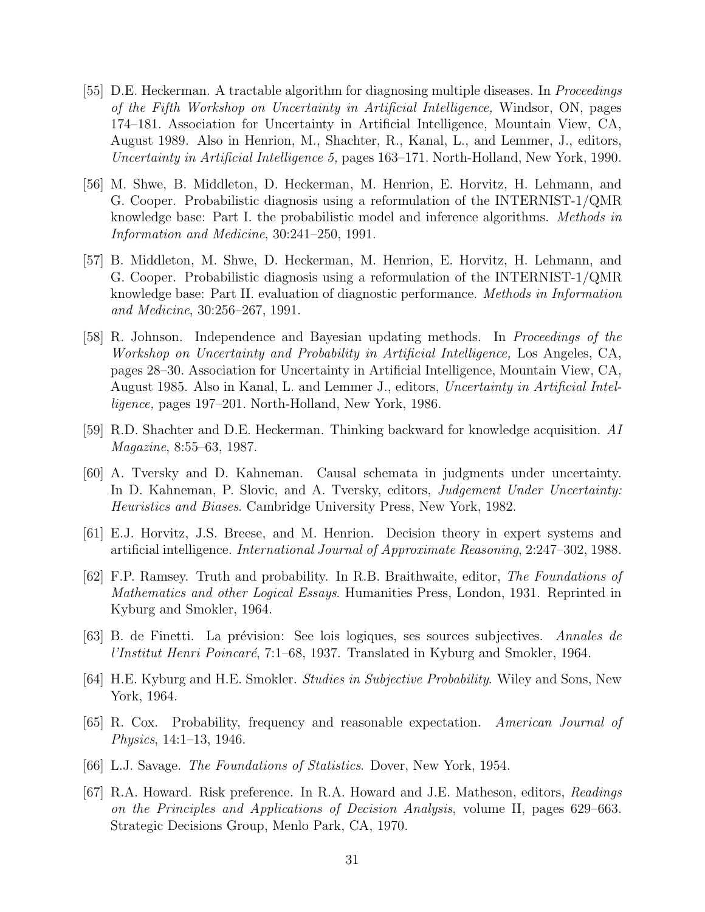[55] D.E. Heckerman. A tractable algorithm for diagnosing multiple diseases. In *Proceedings of the Fifth Workshop on Uncertainty in Artificial Intelligence,* Windsor, ON, pages 174–181. Association for Uncertainty in Artificial Intelligence, Mountain View, CA, August 1989. Also in Henrion, M., Shachter, R., Kanal, L., and Lemmer, J., editors, *Uncertainty in Artificial Intelligence 5,* pages 163–171. North-Holland, New York, 1990.

[56] M. Shwe, B. Middleton, D. Heckerman, M. Henrion, E. Horvitz, H. Lehmann, and G. Cooper. Probabilistic diagnosis using a reformulation of the INTERNIST-1/QMR knowledge base: Part I. the probabilistic model and inference algorithms. *Methods in Information and Medicine*, 30:241–250, 1991.

[57] B. Middleton, M. Shwe, D. Heckerman, M. Henrion, E. Horvitz, H. Lehmann, and G. Cooper. Probabilistic diagnosis using a reformulation of the INTERNIST-1/QMR knowledge base: Part II. evaluation of diagnostic performance. *Methods in Information and Medicine*, 30:256–267, 1991.

[58] R. Johnson. Independence and Bayesian updating methods. In *Proceedings of the Workshop on Uncertainty and Probability in Artificial Intelligence,* Los Angeles, CA, pages 28–30. Association for Uncertainty in Artificial Intelligence, Mountain View, CA, August 1985. Also in Kanal, L. and Lemmer J., editors, *Uncertainty in Artificial Intelligence,* pages 197–201. North-Holland, New York, 1986.

[59] R.D. Shachter and D.E. Heckerman. Thinking backward for knowledge acquisition. *AI Magazine*, 8:55–63, 1987.

[60] A. Tversky and D. Kahneman. Causal schemata in judgments under uncertainty. In D. Kahneman, P. Slovic, and A. Tversky, editors, *Judgement Under Uncertainty: Heuristics and Biases*. Cambridge University Press, New York, 1982.

[61] E.J. Horvitz, J.S. Breese, and M. Henrion. Decision theory in expert systems and artificial intelligence. *International Journal of Approximate Reasoning*, 2:247–302, 1988.

[62] F.P. Ramsey. Truth and probability. In R.B. Braithwaite, editor, *The Foundations of Mathematics and other Logical Essays*. Humanities Press, London, 1931. Reprinted in Kyburg and Smokler, 1964.

[63] B. de Finetti. La prévision: See lois logiques, ses sources subjectives. *Annales de l'Institut Henri Poincaré*, 7:1–68, 1937. Translated in Kyburg and Smokler, 1964.

[64] H.E. Kyburg and H.E. Smokler. *Studies in Subjective Probability*. Wiley and Sons, New York, 1964.

[65] R. Cox. Probability, frequency and reasonable expectation. *American Journal of Physics*, 14:1–13, 1946.

[66] L.J. Savage. *The Foundations of Statistics*. Dover, New York, 1954.

[67] R.A. Howard. Risk preference. In R.A. Howard and J.E. Matheson, editors, *Readings on the Principles and Applications of Decision Analysis*, volume II, pages 629–663. Strategic Decisions Group, Menlo Park, CA, 1970.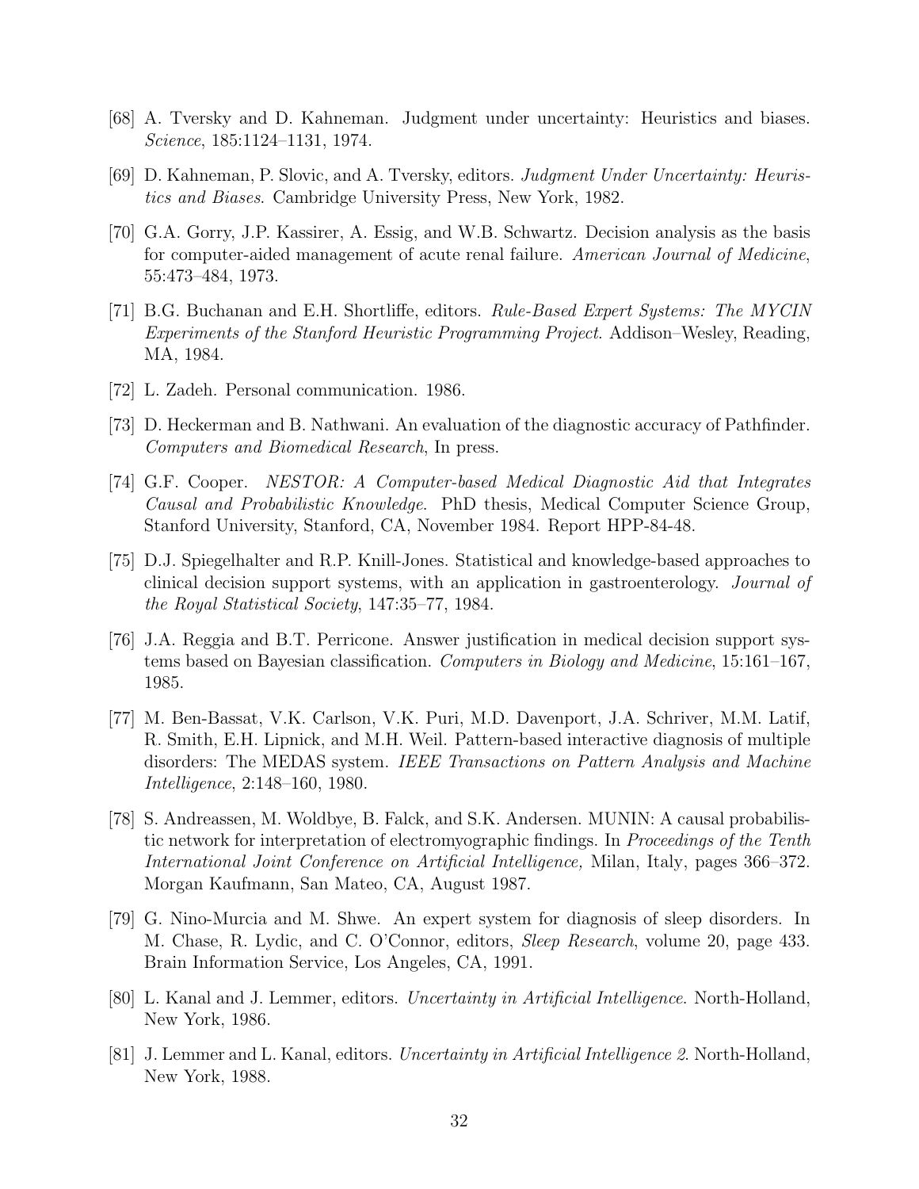[68] A. Tversky and D. Kahneman. Judgment under uncertainty: Heuristics and biases. *Science*, 185:1124–1131, 1974.

[69] D. Kahneman, P. Slovic, and A. Tversky, editors. *Judgment Under Uncertainty: Heuristics and Biases*. Cambridge University Press, New York, 1982.

[70] G.A. Gorry, J.P. Kassirer, A. Essig, and W.B. Schwartz. Decision analysis as the basis for computer-aided management of acute renal failure. *American Journal of Medicine*, 55:473–484, 1973.

[71] B.G. Buchanan and E.H. Shortliffe, editors. *Rule-Based Expert Systems: The MYCIN Experiments of the Stanford Heuristic Programming Project*. Addison–Wesley, Reading, MA, 1984.

[72] L. Zadeh. Personal communication. 1986.

[73] D. Heckerman and B. Nathwani. An evaluation of the diagnostic accuracy of Pathfinder. *Computers and Biomedical Research*, In press.

[74] G.F. Cooper. *NESTOR: A Computer-based Medical Diagnostic Aid that Integrates Causal and Probabilistic Knowledge*. PhD thesis, Medical Computer Science Group, Stanford University, Stanford, CA, November 1984. Report HPP-84-48.

[75] D.J. Spiegelhalter and R.P. Knill-Jones. Statistical and knowledge-based approaches to clinical decision support systems, with an application in gastroenterology. *Journal of the Royal Statistical Society*, 147:35–77, 1984.

[76] J.A. Reggia and B.T. Perricone. Answer justification in medical decision support systems based on Bayesian classification. *Computers in Biology and Medicine*, 15:161–167, 1985.

[77] M. Ben-Bassat, V.K. Carlson, V.K. Puri, M.D. Davenport, J.A. Schriver, M.M. Latif, R. Smith, E.H. Lipnick, and M.H. Weil. Pattern-based interactive diagnosis of multiple disorders: The MEDAS system. *IEEE Transactions on Pattern Analysis and Machine Intelligence*, 2:148–160, 1980.

[78] S. Andreassen, M. Woldbye, B. Falck, and S.K. Andersen. MUNIN: A causal probabilistic network for interpretation of electromyographic findings. In *Proceedings of the Tenth International Joint Conference on Artificial Intelligence,* Milan, Italy, pages 366–372. Morgan Kaufmann, San Mateo, CA, August 1987.

[79] G. Nino-Murcia and M. Shwe. An expert system for diagnosis of sleep disorders. In M. Chase, R. Lydic, and C. O'Connor, editors, *Sleep Research*, volume 20, page 433. Brain Information Service, Los Angeles, CA, 1991.

[80] L. Kanal and J. Lemmer, editors. *Uncertainty in Artificial Intelligence*. North-Holland, New York, 1986.

[81] J. Lemmer and L. Kanal, editors. *Uncertainty in Artificial Intelligence 2*. North-Holland, New York, 1988.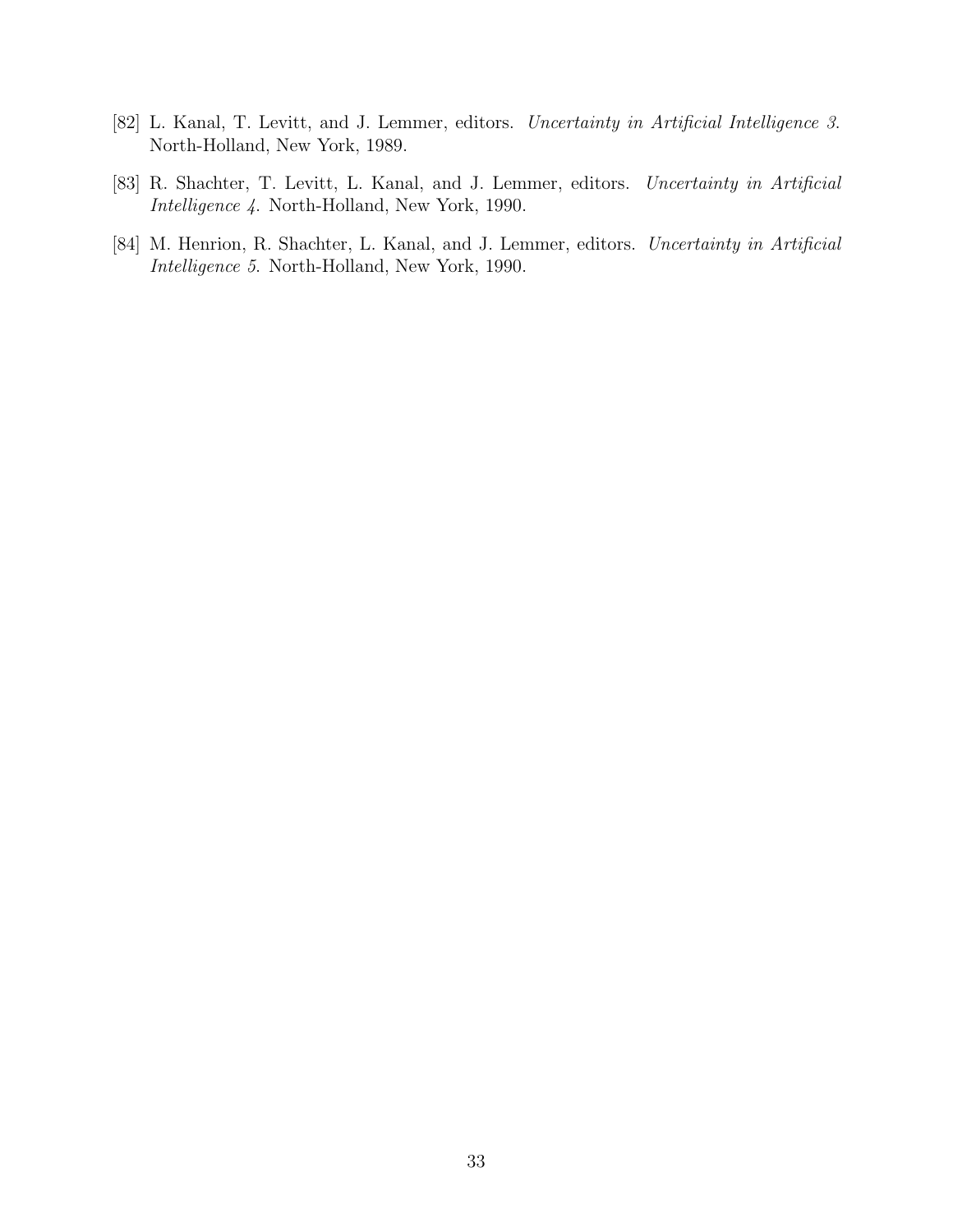[82] L. Kanal, T. Levitt, and J. Lemmer, editors. *Uncertainty in Artificial Intelligence 3*. North-Holland, New York, 1989.

[83] R. Shachter, T. Levitt, L. Kanal, and J. Lemmer, editors. *Uncertainty in Artificial Intelligence 4*. North-Holland, New York, 1990.

[84] M. Henrion, R. Shachter, L. Kanal, and J. Lemmer, editors. *Uncertainty in Artificial Intelligence 5*. North-Holland, New York, 1990.